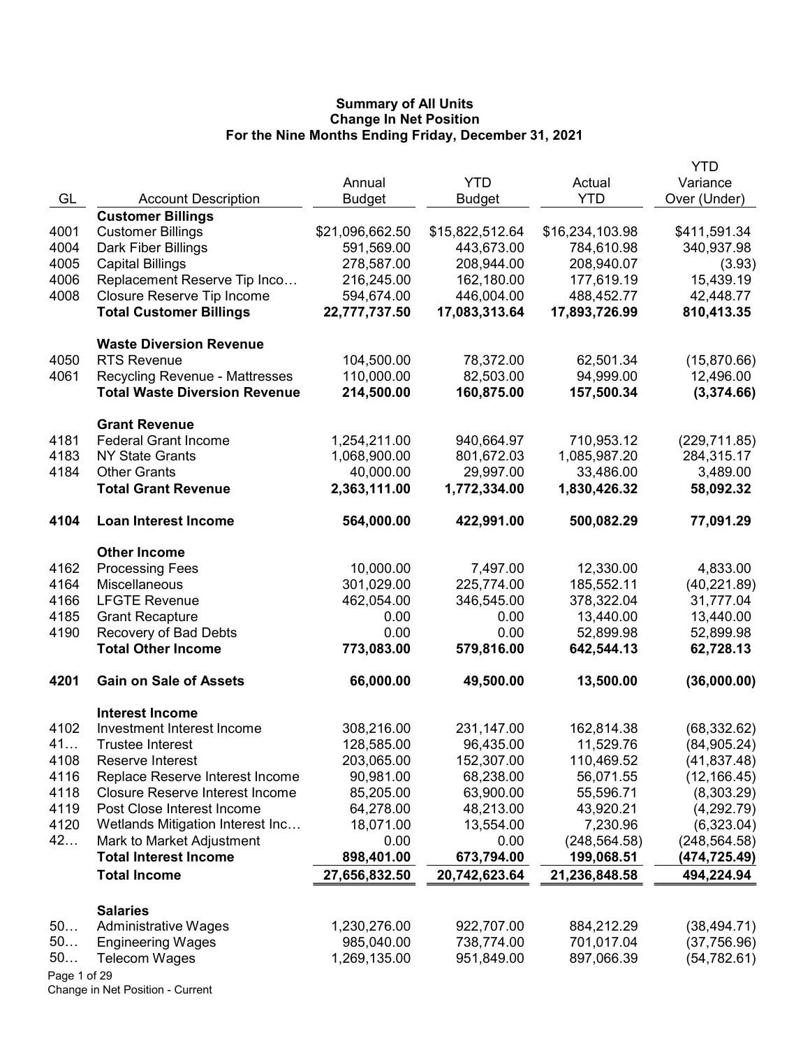# Summary of All Units
## Change In Net Position
### For the Nine Months Ending Friday, December 31, 2021

| GL | Account Description | Annual Budget | YTD Budget | Actual YTD | YTD Variance Over (Under) |
|---|---|---|---|---|---|
| | **Customer Billings** | | | | |
| 4001 | Customer Billings | $21,096,662.50 | $15,822,512.64 | $16,234,103.98 | $411,591.34 |
| 4004 | Dark Fiber Billings | 591,569.00 | 443,673.00 | 784,610.98 | 340,937.98 |
| 4005 | Capital Billings | 278,587.00 | 208,944.00 | 208,940.07 | (3.93) |
| 4006 | Replacement Reserve Tip Inco… | 216,245.00 | 162,180.00 | 177,619.19 | 15,439.19 |
| 4008 | Closure Reserve Tip Income | 594,674.00 | 446,004.00 | 488,452.77 | 42,448.77 |
| | **Total Customer Billings** | **22,777,737.50** | **17,083,313.64** | **17,893,726.99** | **810,413.35** |
| | **Waste Diversion Revenue** | | | | |
| 4050 | RTS Revenue | 104,500.00 | 78,372.00 | 62,501.34 | (15,870.66) |
| 4061 | Recycling Revenue - Mattresses | 110,000.00 | 82,503.00 | 94,999.00 | 12,496.00 |
| | **Total Waste Diversion Revenue** | **214,500.00** | **160,875.00** | **157,500.34** | **(3,374.66)** |
| | **Grant Revenue** | | | | |
| 4181 | Federal Grant Income | 1,254,211.00 | 940,664.97 | 710,953.12 | (229,711.85) |
| 4183 | NY State Grants | 1,068,900.00 | 801,672.03 | 1,085,987.20 | 284,315.17 |
| 4184 | Other Grants | 40,000.00 | 29,997.00 | 33,486.00 | 3,489.00 |
| | **Total Grant Revenue** | **2,363,111.00** | **1,772,334.00** | **1,830,426.32** | **58,092.32** |
| **4104** | **Loan Interest Income** | **564,000.00** | **422,991.00** | **500,082.29** | **77,091.29** |
| | **Other Income** | | | | |
| 4162 | Processing Fees | 10,000.00 | 7,497.00 | 12,330.00 | 4,833.00 |
| 4164 | Miscellaneous | 301,029.00 | 225,774.00 | 185,552.11 | (40,221.89) |
| 4166 | LFGTE Revenue | 462,054.00 | 346,545.00 | 378,322.04 | 31,777.04 |
| 4185 | Grant Recapture | 0.00 | 0.00 | 13,440.00 | 13,440.00 |
| 4190 | Recovery of Bad Debts | 0.00 | 0.00 | 52,899.98 | 52,899.98 |
| | **Total Other Income** | **773,083.00** | **579,816.00** | **642,544.13** | **62,728.13** |
| **4201** | **Gain on Sale of Assets** | **66,000.00** | **49,500.00** | **13,500.00** | **(36,000.00)** |
| | **Interest Income** | | | | |
| 4102 | Investment Interest Income | 308,216.00 | 231,147.00 | 162,814.38 | (68,332.62) |
| 41… | Trustee Interest | 128,585.00 | 96,435.00 | 11,529.76 | (84,905.24) |
| 4108 | Reserve Interest | 203,065.00 | 152,307.00 | 110,469.52 | (41,837.48) |
| 4116 | Replace Reserve Interest Income | 90,981.00 | 68,238.00 | 56,071.55 | (12,166.45) |
| 4118 | Closure Reserve Interest Income | 85,205.00 | 63,900.00 | 55,596.71 | (8,303.29) |
| 4119 | Post Close Interest Income | 64,278.00 | 48,213.00 | 43,920.21 | (4,292.79) |
| 4120 | Wetlands Mitigation Interest Inc… | 18,071.00 | 13,554.00 | 7,230.96 | (6,323.04) |
| 42… | Mark to Market Adjustment | 0.00 | 0.00 | (248,564.58) | (248,564.58) |
| | **Total Interest Income** | **898,401.00** | **673,794.00** | **199,068.51** | **(474,725.49)** |
| | **Total Income** | **27,656,832.50** | **20,742,623.64** | **21,236,848.58** | **494,224.94** |
| | **Salaries** | | | | |
| 50… | Administrative Wages | 1,230,276.00 | 922,707.00 | 884,212.29 | (38,494.71) |
| 50… | Engineering Wages | 985,040.00 | 738,774.00 | 701,017.04 | (37,756.96) |
| 50… | Telecom Wages | 1,269,135.00 | 951,849.00 | 897,066.39 | (54,782.61) |

Change in Net Position - Current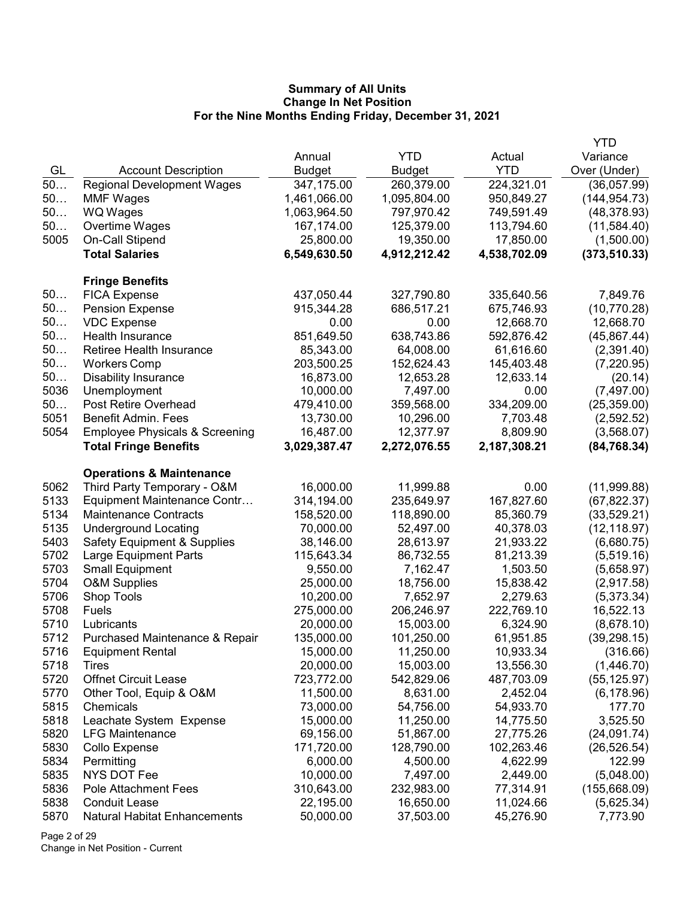**Summary of All Units**
**Change In Net Position**
**For the Nine Months Ending Friday, December 31, 2021**

| GL | Account Description | Annual Budget | YTD Budget | Actual YTD | YTD Variance Over (Under) |
|---|---|---|---|---|---|
| 50… | Regional Development Wages | 347,175.00 | 260,379.00 | 224,321.01 | (36,057.99) |
| 50… | MMF Wages | 1,461,066.00 | 1,095,804.00 | 950,849.27 | (144,954.73) |
| 50… | WQ Wages | 1,063,964.50 | 797,970.42 | 749,591.49 | (48,378.93) |
| 50… | Overtime Wages | 167,174.00 | 125,379.00 | 113,794.60 | (11,584.40) |
| 5005 | On-Call Stipend | 25,800.00 | 19,350.00 | 17,850.00 | (1,500.00) |
| | **Total Salaries** | **6,549,630.50** | **4,912,212.42** | **4,538,702.09** | **(373,510.33)** |
| | **Fringe Benefits** | | | | |
| 50… | FICA Expense | 437,050.44 | 327,790.80 | 335,640.56 | 7,849.76 |
| 50… | Pension Expense | 915,344.28 | 686,517.21 | 675,746.93 | (10,770.28) |
| 50… | VDC Expense | 0.00 | 0.00 | 12,668.70 | 12,668.70 |
| 50… | Health Insurance | 851,649.50 | 638,743.86 | 592,876.42 | (45,867.44) |
| 50… | Retiree Health Insurance | 85,343.00 | 64,008.00 | 61,616.60 | (2,391.40) |
| 50… | Workers Comp | 203,500.25 | 152,624.43 | 145,403.48 | (7,220.95) |
| 50… | Disability Insurance | 16,873.00 | 12,653.28 | 12,633.14 | (20.14) |
| 5036 | Unemployment | 10,000.00 | 7,497.00 | 0.00 | (7,497.00) |
| 50… | Post Retire Overhead | 479,410.00 | 359,568.00 | 334,209.00 | (25,359.00) |
| 5051 | Benefit Admin. Fees | 13,730.00 | 10,296.00 | 7,703.48 | (2,592.52) |
| 5054 | Employee Physicals & Screening | 16,487.00 | 12,377.97 | 8,809.90 | (3,568.07) |
| | **Total Fringe Benefits** | **3,029,387.47** | **2,272,076.55** | **2,187,308.21** | **(84,768.34)** |
| | **Operations & Maintenance** | | | | |
| 5062 | Third Party Temporary - O&M | 16,000.00 | 11,999.88 | 0.00 | (11,999.88) |
| 5133 | Equipment Maintenance Contr… | 314,194.00 | 235,649.97 | 167,827.60 | (67,822.37) |
| 5134 | Maintenance Contracts | 158,520.00 | 118,890.00 | 85,360.79 | (33,529.21) |
| 5135 | Underground Locating | 70,000.00 | 52,497.00 | 40,378.03 | (12,118.97) |
| 5403 | Safety Equipment & Supplies | 38,146.00 | 28,613.97 | 21,933.22 | (6,680.75) |
| 5702 | Large Equipment Parts | 115,643.34 | 86,732.55 | 81,213.39 | (5,519.16) |
| 5703 | Small Equipment | 9,550.00 | 7,162.47 | 1,503.50 | (5,658.97) |
| 5704 | O&M Supplies | 25,000.00 | 18,756.00 | 15,838.42 | (2,917.58) |
| 5706 | Shop Tools | 10,200.00 | 7,652.97 | 2,279.63 | (5,373.34) |
| 5708 | Fuels | 275,000.00 | 206,246.97 | 222,769.10 | 16,522.13 |
| 5710 | Lubricants | 20,000.00 | 15,003.00 | 6,324.90 | (8,678.10) |
| 5712 | Purchased Maintenance & Repair | 135,000.00 | 101,250.00 | 61,951.85 | (39,298.15) |
| 5716 | Equipment Rental | 15,000.00 | 11,250.00 | 10,933.34 | (316.66) |
| 5718 | Tires | 20,000.00 | 15,003.00 | 13,556.30 | (1,446.70) |
| 5720 | Offnet Circuit Lease | 723,772.00 | 542,829.06 | 487,703.09 | (55,125.97) |
| 5770 | Other Tool, Equip & O&M | 11,500.00 | 8,631.00 | 2,452.04 | (6,178.96) |
| 5815 | Chemicals | 73,000.00 | 54,756.00 | 54,933.70 | 177.70 |
| 5818 | Leachate System Expense | 15,000.00 | 11,250.00 | 14,775.50 | 3,525.50 |
| 5820 | LFG Maintenance | 69,156.00 | 51,867.00 | 27,775.26 | (24,091.74) |
| 5830 | Collo Expense | 171,720.00 | 128,790.00 | 102,263.46 | (26,526.54) |
| 5834 | Permitting | 6,000.00 | 4,500.00 | 4,622.99 | 122.99 |
| 5835 | NYS DOT Fee | 10,000.00 | 7,497.00 | 2,449.00 | (5,048.00) |
| 5836 | Pole Attachment Fees | 310,643.00 | 232,983.00 | 77,314.91 | (155,668.09) |
| 5838 | Conduit Lease | 22,195.00 | 16,650.00 | 11,024.66 | (5,625.34) |
| 5870 | Natural Habitat Enhancements | 50,000.00 | 37,503.00 | 45,276.90 | 7,773.90 |

Change in Net Position - Current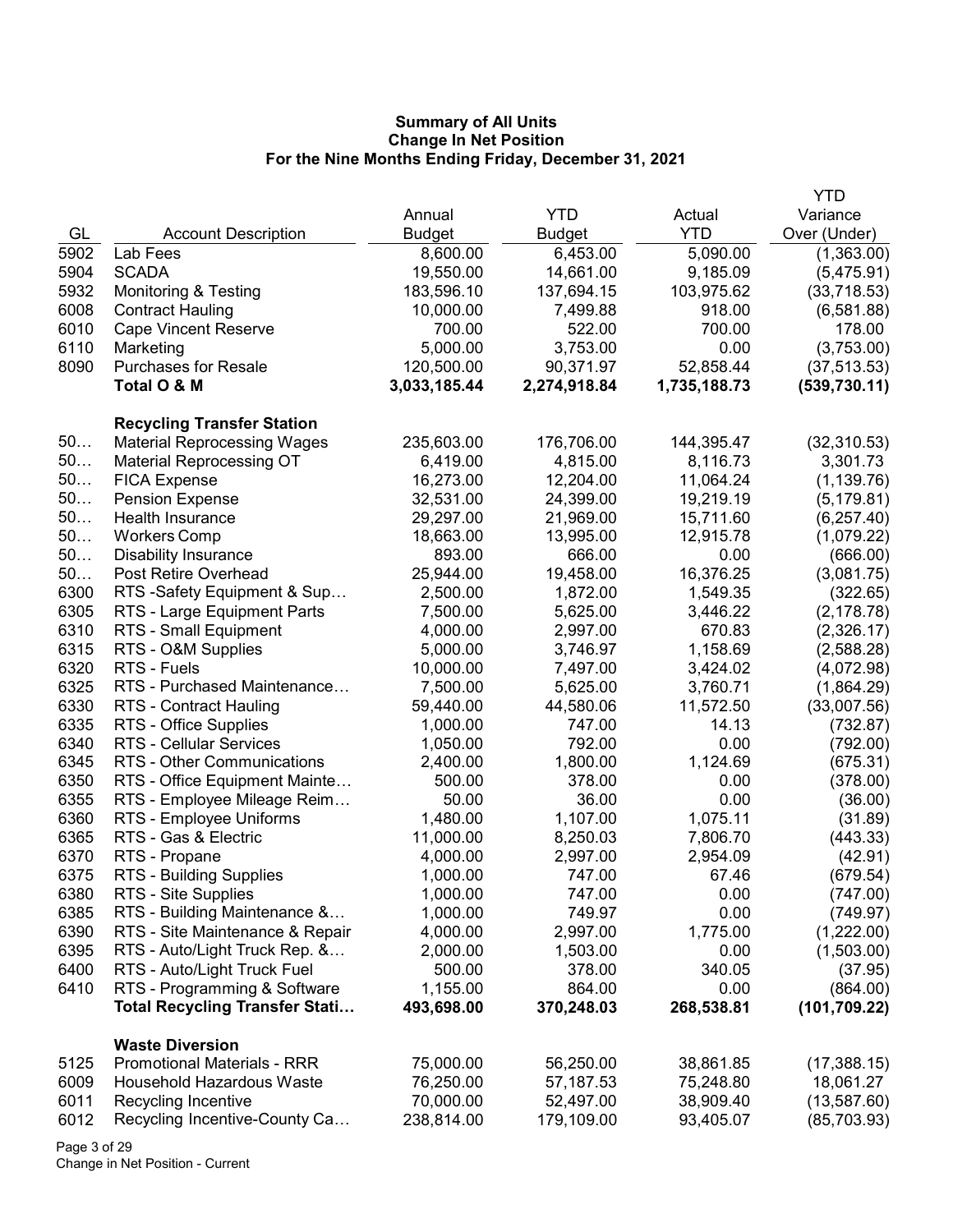**Summary of All Units**
**Change In Net Position**
**For the Nine Months Ending Friday, December 31, 2021**

| GL | Account Description | Annual Budget | YTD Budget | Actual YTD | YTD Variance Over (Under) |
|---|---|---|---|---|---|
| 5902 | Lab Fees | 8,600.00 | 6,453.00 | 5,090.00 | (1,363.00) |
| 5904 | SCADA | 19,550.00 | 14,661.00 | 9,185.09 | (5,475.91) |
| 5932 | Monitoring & Testing | 183,596.10 | 137,694.15 | 103,975.62 | (33,718.53) |
| 6008 | Contract Hauling | 10,000.00 | 7,499.88 | 918.00 | (6,581.88) |
| 6010 | Cape Vincent Reserve | 700.00 | 522.00 | 700.00 | 178.00 |
| 6110 | Marketing | 5,000.00 | 3,753.00 | 0.00 | (3,753.00) |
| 8090 | Purchases for Resale | 120,500.00 | 90,371.97 | 52,858.44 | (37,513.53) |
| | **Total O & M** | **3,033,185.44** | **2,274,918.84** | **1,735,188.73** | **(539,730.11)** |
| | **Recycling Transfer Station** | | | | |
| 50… | Material Reprocessing Wages | 235,603.00 | 176,706.00 | 144,395.47 | (32,310.53) |
| 50… | Material Reprocessing OT | 6,419.00 | 4,815.00 | 8,116.73 | 3,301.73 |
| 50… | FICA Expense | 16,273.00 | 12,204.00 | 11,064.24 | (1,139.76) |
| 50… | Pension Expense | 32,531.00 | 24,399.00 | 19,219.19 | (5,179.81) |
| 50… | Health Insurance | 29,297.00 | 21,969.00 | 15,711.60 | (6,257.40) |
| 50… | Workers Comp | 18,663.00 | 13,995.00 | 12,915.78 | (1,079.22) |
| 50… | Disability Insurance | 893.00 | 666.00 | 0.00 | (666.00) |
| 50… | Post Retire Overhead | 25,944.00 | 19,458.00 | 16,376.25 | (3,081.75) |
| 6300 | RTS -Safety Equipment & Sup… | 2,500.00 | 1,872.00 | 1,549.35 | (322.65) |
| 6305 | RTS - Large Equipment Parts | 7,500.00 | 5,625.00 | 3,446.22 | (2,178.78) |
| 6310 | RTS - Small Equipment | 4,000.00 | 2,997.00 | 670.83 | (2,326.17) |
| 6315 | RTS - O&M Supplies | 5,000.00 | 3,746.97 | 1,158.69 | (2,588.28) |
| 6320 | RTS - Fuels | 10,000.00 | 7,497.00 | 3,424.02 | (4,072.98) |
| 6325 | RTS - Purchased Maintenance… | 7,500.00 | 5,625.00 | 3,760.71 | (1,864.29) |
| 6330 | RTS - Contract Hauling | 59,440.00 | 44,580.06 | 11,572.50 | (33,007.56) |
| 6335 | RTS - Office Supplies | 1,000.00 | 747.00 | 14.13 | (732.87) |
| 6340 | RTS - Cellular Services | 1,050.00 | 792.00 | 0.00 | (792.00) |
| 6345 | RTS - Other Communications | 2,400.00 | 1,800.00 | 1,124.69 | (675.31) |
| 6350 | RTS - Office Equipment Mainte… | 500.00 | 378.00 | 0.00 | (378.00) |
| 6355 | RTS - Employee Mileage Reim… | 50.00 | 36.00 | 0.00 | (36.00) |
| 6360 | RTS - Employee Uniforms | 1,480.00 | 1,107.00 | 1,075.11 | (31.89) |
| 6365 | RTS - Gas & Electric | 11,000.00 | 8,250.03 | 7,806.70 | (443.33) |
| 6370 | RTS - Propane | 4,000.00 | 2,997.00 | 2,954.09 | (42.91) |
| 6375 | RTS - Building Supplies | 1,000.00 | 747.00 | 67.46 | (679.54) |
| 6380 | RTS - Site Supplies | 1,000.00 | 747.00 | 0.00 | (747.00) |
| 6385 | RTS - Building Maintenance &… | 1,000.00 | 749.97 | 0.00 | (749.97) |
| 6390 | RTS - Site Maintenance & Repair | 4,000.00 | 2,997.00 | 1,775.00 | (1,222.00) |
| 6395 | RTS - Auto/Light Truck Rep. &… | 2,000.00 | 1,503.00 | 0.00 | (1,503.00) |
| 6400 | RTS - Auto/Light Truck Fuel | 500.00 | 378.00 | 340.05 | (37.95) |
| 6410 | RTS - Programming & Software | 1,155.00 | 864.00 | 0.00 | (864.00) |
| | **Total Recycling Transfer Stati…** | **493,698.00** | **370,248.03** | **268,538.81** | **(101,709.22)** |
| | **Waste Diversion** | | | | |
| 5125 | Promotional Materials - RRR | 75,000.00 | 56,250.00 | 38,861.85 | (17,388.15) |
| 6009 | Household Hazardous Waste | 76,250.00 | 57,187.53 | 75,248.80 | 18,061.27 |
| 6011 | Recycling Incentive | 70,000.00 | 52,497.00 | 38,909.40 | (13,587.60) |
| 6012 | Recycling Incentive-County Ca… | 238,814.00 | 179,109.00 | 93,405.07 | (85,703.93) |

Change in Net Position - Current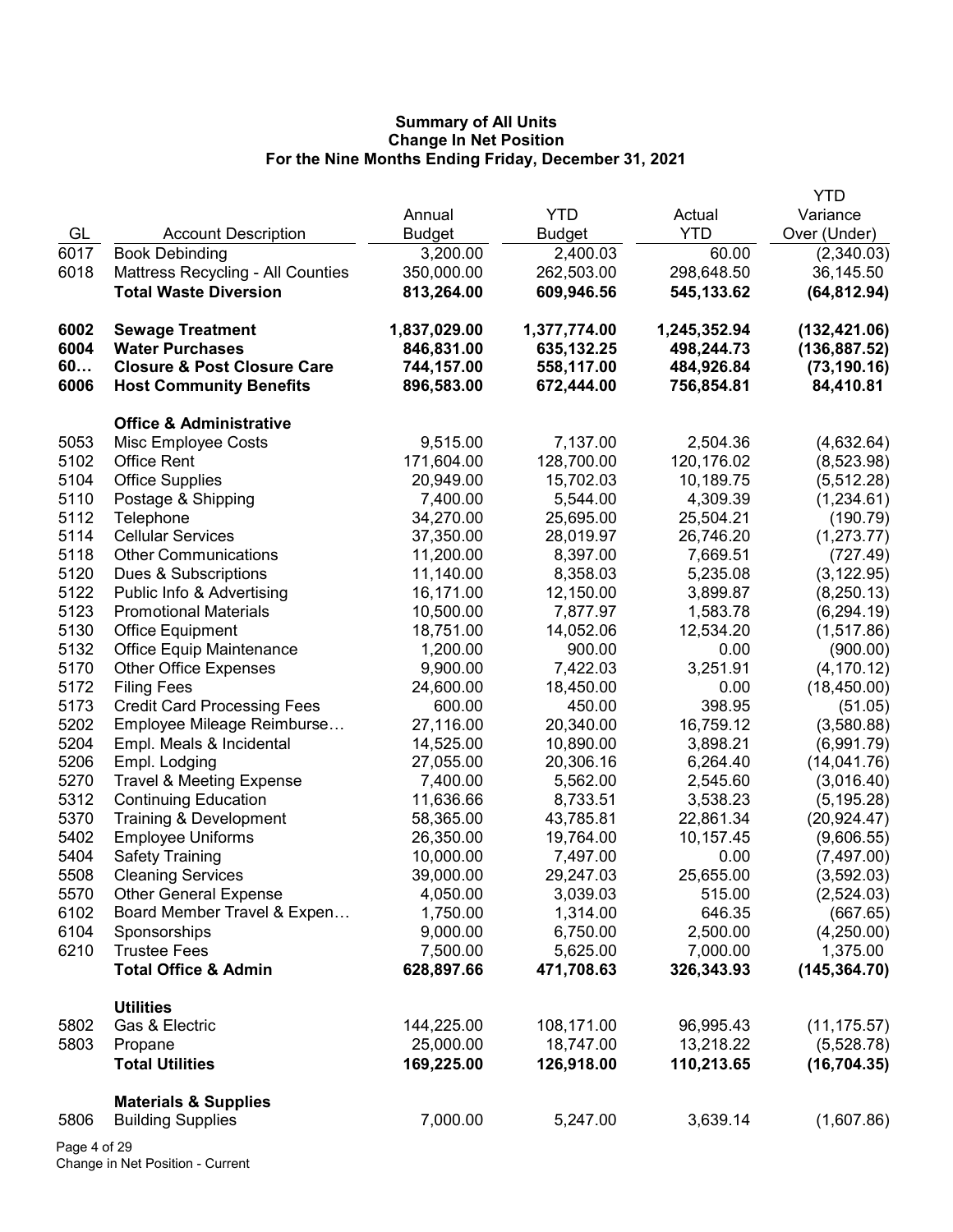**Summary of All Units**
**Change In Net Position**
**For the Nine Months Ending Friday, December 31, 2021**

| GL | Account Description | Annual Budget | YTD Budget | Actual YTD | YTD Variance Over (Under) |
|---|---|---|---|---|---|
| 6017 | Book Debinding | 3,200.00 | 2,400.03 | 60.00 | (2,340.03) |
| 6018 | Mattress Recycling - All Counties | 350,000.00 | 262,503.00 | 298,648.50 | 36,145.50 |
| | **Total Waste Diversion** | **813,264.00** | **609,946.56** | **545,133.62** | **(64,812.94)** |
| | | | | | |
| **6002** | **Sewage Treatment** | **1,837,029.00** | **1,377,774.00** | **1,245,352.94** | **(132,421.06)** |
| **6004** | **Water Purchases** | **846,831.00** | **635,132.25** | **498,244.73** | **(136,887.52)** |
| **60…** | **Closure & Post Closure Care** | **744,157.00** | **558,117.00** | **484,926.84** | **(73,190.16)** |
| **6006** | **Host Community Benefits** | **896,583.00** | **672,444.00** | **756,854.81** | **84,410.81** |
| | | | | | |
| | **Office & Administrative** | | | | |
| 5053 | Misc Employee Costs | 9,515.00 | 7,137.00 | 2,504.36 | (4,632.64) |
| 5102 | Office Rent | 171,604.00 | 128,700.00 | 120,176.02 | (8,523.98) |
| 5104 | Office Supplies | 20,949.00 | 15,702.03 | 10,189.75 | (5,512.28) |
| 5110 | Postage & Shipping | 7,400.00 | 5,544.00 | 4,309.39 | (1,234.61) |
| 5112 | Telephone | 34,270.00 | 25,695.00 | 25,504.21 | (190.79) |
| 5114 | Cellular Services | 37,350.00 | 28,019.97 | 26,746.20 | (1,273.77) |
| 5118 | Other Communications | 11,200.00 | 8,397.00 | 7,669.51 | (727.49) |
| 5120 | Dues & Subscriptions | 11,140.00 | 8,358.03 | 5,235.08 | (3,122.95) |
| 5122 | Public Info & Advertising | 16,171.00 | 12,150.00 | 3,899.87 | (8,250.13) |
| 5123 | Promotional Materials | 10,500.00 | 7,877.97 | 1,583.78 | (6,294.19) |
| 5130 | Office Equipment | 18,751.00 | 14,052.06 | 12,534.20 | (1,517.86) |
| 5132 | Office Equip Maintenance | 1,200.00 | 900.00 | 0.00 | (900.00) |
| 5170 | Other Office Expenses | 9,900.00 | 7,422.03 | 3,251.91 | (4,170.12) |
| 5172 | Filing Fees | 24,600.00 | 18,450.00 | 0.00 | (18,450.00) |
| 5173 | Credit Card Processing Fees | 600.00 | 450.00 | 398.95 | (51.05) |
| 5202 | Employee Mileage Reimburse… | 27,116.00 | 20,340.00 | 16,759.12 | (3,580.88) |
| 5204 | Empl. Meals & Incidental | 14,525.00 | 10,890.00 | 3,898.21 | (6,991.79) |
| 5206 | Empl. Lodging | 27,055.00 | 20,306.16 | 6,264.40 | (14,041.76) |
| 5270 | Travel & Meeting Expense | 7,400.00 | 5,562.00 | 2,545.60 | (3,016.40) |
| 5312 | Continuing Education | 11,636.66 | 8,733.51 | 3,538.23 | (5,195.28) |
| 5370 | Training & Development | 58,365.00 | 43,785.81 | 22,861.34 | (20,924.47) |
| 5402 | Employee Uniforms | 26,350.00 | 19,764.00 | 10,157.45 | (9,606.55) |
| 5404 | Safety Training | 10,000.00 | 7,497.00 | 0.00 | (7,497.00) |
| 5508 | Cleaning Services | 39,000.00 | 29,247.03 | 25,655.00 | (3,592.03) |
| 5570 | Other General Expense | 4,050.00 | 3,039.03 | 515.00 | (2,524.03) |
| 6102 | Board Member Travel & Expen… | 1,750.00 | 1,314.00 | 646.35 | (667.65) |
| 6104 | Sponsorships | 9,000.00 | 6,750.00 | 2,500.00 | (4,250.00) |
| 6210 | Trustee Fees | 7,500.00 | 5,625.00 | 7,000.00 | 1,375.00 |
| | **Total Office & Admin** | **628,897.66** | **471,708.63** | **326,343.93** | **(145,364.70)** |
| | | | | | |
| | **Utilities** | | | | |
| 5802 | Gas & Electric | 144,225.00 | 108,171.00 | 96,995.43 | (11,175.57) |
| 5803 | Propane | 25,000.00 | 18,747.00 | 13,218.22 | (5,528.78) |
| | **Total Utilities** | **169,225.00** | **126,918.00** | **110,213.65** | **(16,704.35)** |
| | | | | | |
| | **Materials & Supplies** | | | | |
| 5806 | Building Supplies | 7,000.00 | 5,247.00 | 3,639.14 | (1,607.86) |

Change in Net Position - Current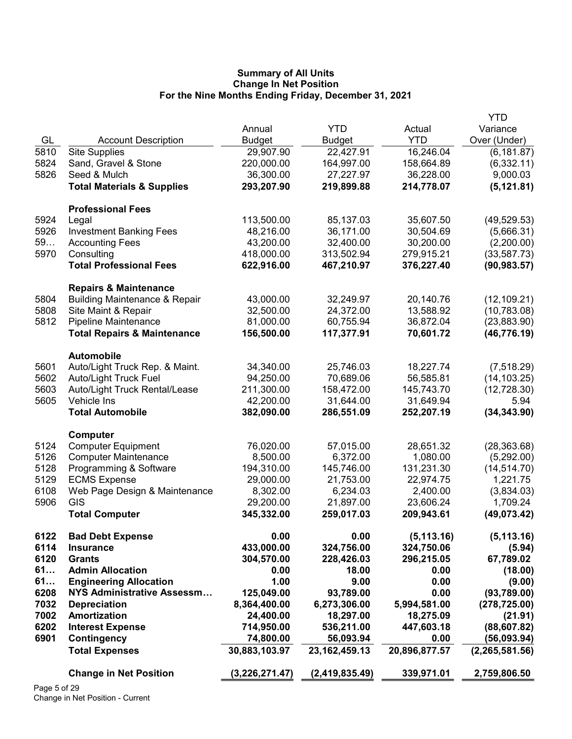**Summary of All Units**
**Change In Net Position**
**For the Nine Months Ending Friday, December 31, 2021**

| GL | Account Description | Annual Budget | YTD Budget | Actual YTD | YTD Variance Over (Under) |
|---|---|---|---|---|---|
| 5810 | Site Supplies | 29,907.90 | 22,427.91 | 16,246.04 | (6,181.87) |
| 5824 | Sand, Gravel & Stone | 220,000.00 | 164,997.00 | 158,664.89 | (6,332.11) |
| 5826 | Seed & Mulch | 36,300.00 | 27,227.97 | 36,228.00 | 9,000.03 |
| | **Total Materials & Supplies** | **293,207.90** | **219,899.88** | **214,778.07** | **(5,121.81)** |
| | **Professional Fees** | | | | |
| 5924 | Legal | 113,500.00 | 85,137.03 | 35,607.50 | (49,529.53) |
| 5926 | Investment Banking Fees | 48,216.00 | 36,171.00 | 30,504.69 | (5,666.31) |
| 59… | Accounting Fees | 43,200.00 | 32,400.00 | 30,200.00 | (2,200.00) |
| 5970 | Consulting | 418,000.00 | 313,502.94 | 279,915.21 | (33,587.73) |
| | **Total Professional Fees** | **622,916.00** | **467,210.97** | **376,227.40** | **(90,983.57)** |
| | **Repairs & Maintenance** | | | | |
| 5804 | Building Maintenance & Repair | 43,000.00 | 32,249.97 | 20,140.76 | (12,109.21) |
| 5808 | Site Maint & Repair | 32,500.00 | 24,372.00 | 13,588.92 | (10,783.08) |
| 5812 | Pipeline Maintenance | 81,000.00 | 60,755.94 | 36,872.04 | (23,883.90) |
| | **Total Repairs & Maintenance** | **156,500.00** | **117,377.91** | **70,601.72** | **(46,776.19)** |
| | **Automobile** | | | | |
| 5601 | Auto/Light Truck Rep. & Maint. | 34,340.00 | 25,746.03 | 18,227.74 | (7,518.29) |
| 5602 | Auto/Light Truck Fuel | 94,250.00 | 70,689.06 | 56,585.81 | (14,103.25) |
| 5603 | Auto/Light Truck Rental/Lease | 211,300.00 | 158,472.00 | 145,743.70 | (12,728.30) |
| 5605 | Vehicle Ins | 42,200.00 | 31,644.00 | 31,649.94 | 5.94 |
| | **Total Automobile** | **382,090.00** | **286,551.09** | **252,207.19** | **(34,343.90)** |
| | **Computer** | | | | |
| 5124 | Computer Equipment | 76,020.00 | 57,015.00 | 28,651.32 | (28,363.68) |
| 5126 | Computer Maintenance | 8,500.00 | 6,372.00 | 1,080.00 | (5,292.00) |
| 5128 | Programming & Software | 194,310.00 | 145,746.00 | 131,231.30 | (14,514.70) |
| 5129 | ECMS Expense | 29,000.00 | 21,753.00 | 22,974.75 | 1,221.75 |
| 6108 | Web Page Design & Maintenance | 8,302.00 | 6,234.03 | 2,400.00 | (3,834.03) |
| 5906 | GIS | 29,200.00 | 21,897.00 | 23,606.24 | 1,709.24 |
| | **Total Computer** | **345,332.00** | **259,017.03** | **209,943.61** | **(49,073.42)** |
| **6122** | **Bad Debt Expense** | **0.00** | **0.00** | **(5,113.16)** | **(5,113.16)** |
| **6114** | **Insurance** | **433,000.00** | **324,756.00** | **324,750.06** | **(5.94)** |
| **6120** | **Grants** | **304,570.00** | **228,426.03** | **296,215.05** | **67,789.02** |
| **61…** | **Admin Allocation** | **0.00** | **18.00** | **0.00** | **(18.00)** |
| **61…** | **Engineering Allocation** | **1.00** | **9.00** | **0.00** | **(9.00)** |
| **6208** | **NYS Administrative Assessm…** | **125,049.00** | **93,789.00** | **0.00** | **(93,789.00)** |
| **7032** | **Depreciation** | **8,364,400.00** | **6,273,306.00** | **5,994,581.00** | **(278,725.00)** |
| **7002** | **Amortization** | **24,400.00** | **18,297.00** | **18,275.09** | **(21.91)** |
| **6202** | **Interest Expense** | **714,950.00** | **536,211.00** | **447,603.18** | **(88,607.82)** |
| **6901** | **Contingency** | **74,800.00** | **56,093.94** | **0.00** | **(56,093.94)** |
| | **Total Expenses** | **30,883,103.97** | **23,162,459.13** | **20,896,877.57** | **(2,265,581.56)** |
| | **Change in Net Position** | **(3,226,271.47)** | **(2,419,835.49)** | **339,971.01** | **2,759,806.50** |

Change in Net Position - Current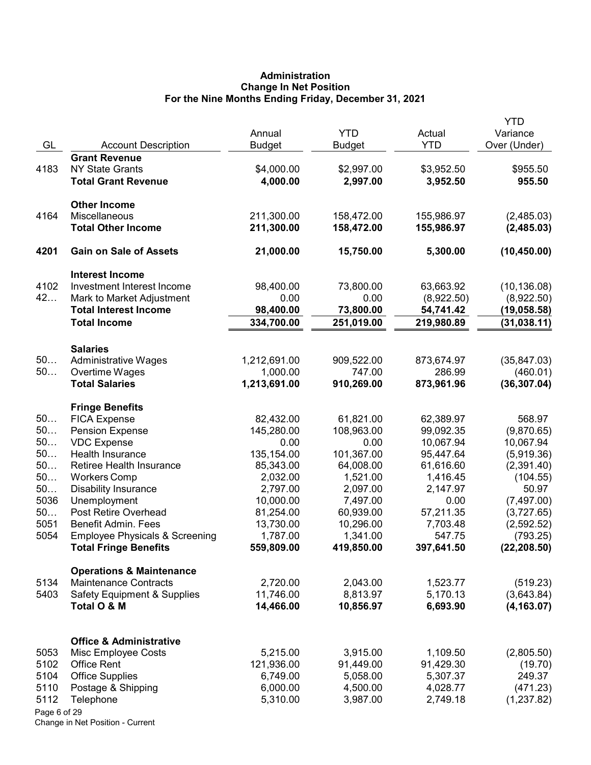**Administration**
**Change In Net Position**
**For the Nine Months Ending Friday, December 31, 2021**

| GL | Account Description | Annual Budget | YTD Budget | Actual YTD | YTD Variance Over (Under) |
|---|---|---|---|---|---|
| | **Grant Revenue** | | | | |
| 4183 | NY State Grants | $4,000.00 | $2,997.00 | $3,952.50 | $955.50 |
| | **Total Grant Revenue** | **4,000.00** | **2,997.00** | **3,952.50** | **955.50** |
| | **Other Income** | | | | |
| 4164 | Miscellaneous | 211,300.00 | 158,472.00 | 155,986.97 | (2,485.03) |
| | **Total Other Income** | **211,300.00** | **158,472.00** | **155,986.97** | **(2,485.03)** |
| **4201** | **Gain on Sale of Assets** | **21,000.00** | **15,750.00** | **5,300.00** | **(10,450.00)** |
| | **Interest Income** | | | | |
| 4102 | Investment Interest Income | 98,400.00 | 73,800.00 | 63,663.92 | (10,136.08) |
| 42… | Mark to Market Adjustment | 0.00 | 0.00 | (8,922.50) | (8,922.50) |
| | **Total Interest Income** | **98,400.00** | **73,800.00** | **54,741.42** | **(19,058.58)** |
| | **Total Income** | **334,700.00** | **251,019.00** | **219,980.89** | **(31,038.11)** |
| | **Salaries** | | | | |
| 50… | Administrative Wages | 1,212,691.00 | 909,522.00 | 873,674.97 | (35,847.03) |
| 50… | Overtime Wages | 1,000.00 | 747.00 | 286.99 | (460.01) |
| | **Total Salaries** | **1,213,691.00** | **910,269.00** | **873,961.96** | **(36,307.04)** |
| | **Fringe Benefits** | | | | |
| 50… | FICA Expense | 82,432.00 | 61,821.00 | 62,389.97 | 568.97 |
| 50… | Pension Expense | 145,280.00 | 108,963.00 | 99,092.35 | (9,870.65) |
| 50… | VDC Expense | 0.00 | 0.00 | 10,067.94 | 10,067.94 |
| 50… | Health Insurance | 135,154.00 | 101,367.00 | 95,447.64 | (5,919.36) |
| 50… | Retiree Health Insurance | 85,343.00 | 64,008.00 | 61,616.60 | (2,391.40) |
| 50… | Workers Comp | 2,032.00 | 1,521.00 | 1,416.45 | (104.55) |
| 50… | Disability Insurance | 2,797.00 | 2,097.00 | 2,147.97 | 50.97 |
| 5036 | Unemployment | 10,000.00 | 7,497.00 | 0.00 | (7,497.00) |
| 50… | Post Retire Overhead | 81,254.00 | 60,939.00 | 57,211.35 | (3,727.65) |
| 5051 | Benefit Admin. Fees | 13,730.00 | 10,296.00 | 7,703.48 | (2,592.52) |
| 5054 | Employee Physicals & Screening | 1,787.00 | 1,341.00 | 547.75 | (793.25) |
| | **Total Fringe Benefits** | **559,809.00** | **419,850.00** | **397,641.50** | **(22,208.50)** |
| | **Operations & Maintenance** | | | | |
| 5134 | Maintenance Contracts | 2,720.00 | 2,043.00 | 1,523.77 | (519.23) |
| 5403 | Safety Equipment & Supplies | 11,746.00 | 8,813.97 | 5,170.13 | (3,643.84) |
| | **Total O & M** | **14,466.00** | **10,856.97** | **6,693.90** | **(4,163.07)** |
| | **Office & Administrative** | | | | |
| 5053 | Misc Employee Costs | 5,215.00 | 3,915.00 | 1,109.50 | (2,805.50) |
| 5102 | Office Rent | 121,936.00 | 91,449.00 | 91,429.30 | (19.70) |
| 5104 | Office Supplies | 6,749.00 | 5,058.00 | 5,307.37 | 249.37 |
| 5110 | Postage & Shipping | 6,000.00 | 4,500.00 | 4,028.77 | (471.23) |
| 5112 | Telephone | 5,310.00 | 3,987.00 | 2,749.18 | (1,237.82) |

Change in Net Position - Current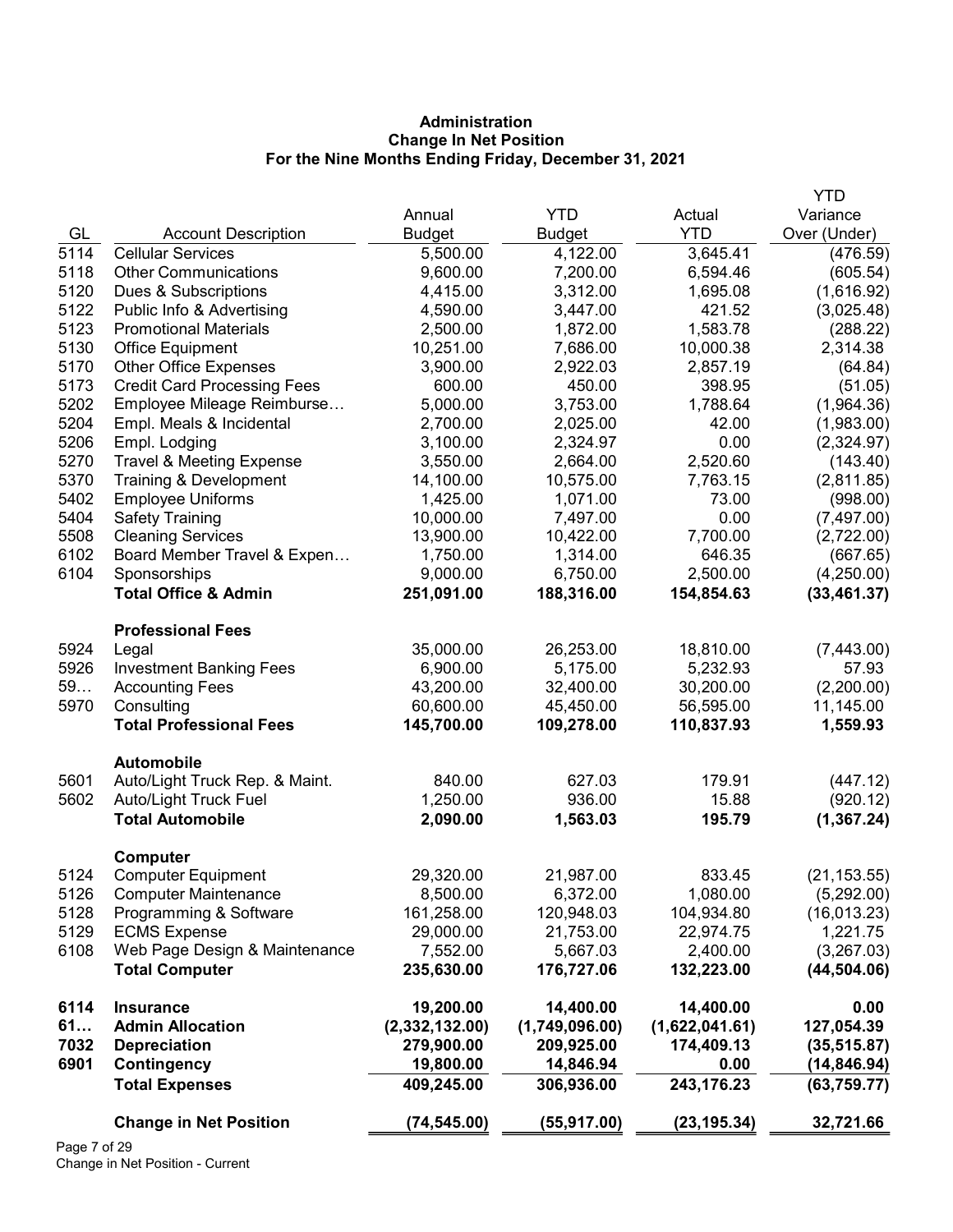**Administration**
**Change In Net Position**
**For the Nine Months Ending Friday, December 31, 2021**

| GL | Account Description | Annual Budget | YTD Budget | Actual YTD | YTD Variance Over (Under) |
|---|---|---|---|---|---|
| 5114 | Cellular Services | 5,500.00 | 4,122.00 | 3,645.41 | (476.59) |
| 5118 | Other Communications | 9,600.00 | 7,200.00 | 6,594.46 | (605.54) |
| 5120 | Dues & Subscriptions | 4,415.00 | 3,312.00 | 1,695.08 | (1,616.92) |
| 5122 | Public Info & Advertising | 4,590.00 | 3,447.00 | 421.52 | (3,025.48) |
| 5123 | Promotional Materials | 2,500.00 | 1,872.00 | 1,583.78 | (288.22) |
| 5130 | Office Equipment | 10,251.00 | 7,686.00 | 10,000.38 | 2,314.38 |
| 5170 | Other Office Expenses | 3,900.00 | 2,922.03 | 2,857.19 | (64.84) |
| 5173 | Credit Card Processing Fees | 600.00 | 450.00 | 398.95 | (51.05) |
| 5202 | Employee Mileage Reimburse… | 5,000.00 | 3,753.00 | 1,788.64 | (1,964.36) |
| 5204 | Empl. Meals & Incidental | 2,700.00 | 2,025.00 | 42.00 | (1,983.00) |
| 5206 | Empl. Lodging | 3,100.00 | 2,324.97 | 0.00 | (2,324.97) |
| 5270 | Travel & Meeting Expense | 3,550.00 | 2,664.00 | 2,520.60 | (143.40) |
| 5370 | Training & Development | 14,100.00 | 10,575.00 | 7,763.15 | (2,811.85) |
| 5402 | Employee Uniforms | 1,425.00 | 1,071.00 | 73.00 | (998.00) |
| 5404 | Safety Training | 10,000.00 | 7,497.00 | 0.00 | (7,497.00) |
| 5508 | Cleaning Services | 13,900.00 | 10,422.00 | 7,700.00 | (2,722.00) |
| 6102 | Board Member Travel & Expen… | 1,750.00 | 1,314.00 | 646.35 | (667.65) |
| 6104 | Sponsorships | 9,000.00 | 6,750.00 | 2,500.00 | (4,250.00) |
| | **Total Office & Admin** | **251,091.00** | **188,316.00** | **154,854.63** | **(33,461.37)** |
| | **Professional Fees** | | | | |
| 5924 | Legal | 35,000.00 | 26,253.00 | 18,810.00 | (7,443.00) |
| 5926 | Investment Banking Fees | 6,900.00 | 5,175.00 | 5,232.93 | 57.93 |
| 59… | Accounting Fees | 43,200.00 | 32,400.00 | 30,200.00 | (2,200.00) |
| 5970 | Consulting | 60,600.00 | 45,450.00 | 56,595.00 | 11,145.00 |
| | **Total Professional Fees** | **145,700.00** | **109,278.00** | **110,837.93** | **1,559.93** |
| | **Automobile** | | | | |
| 5601 | Auto/Light Truck Rep. & Maint. | 840.00 | 627.03 | 179.91 | (447.12) |
| 5602 | Auto/Light Truck Fuel | 1,250.00 | 936.00 | 15.88 | (920.12) |
| | **Total Automobile** | **2,090.00** | **1,563.03** | **195.79** | **(1,367.24)** |
| | **Computer** | | | | |
| 5124 | Computer Equipment | 29,320.00 | 21,987.00 | 833.45 | (21,153.55) |
| 5126 | Computer Maintenance | 8,500.00 | 6,372.00 | 1,080.00 | (5,292.00) |
| 5128 | Programming & Software | 161,258.00 | 120,948.03 | 104,934.80 | (16,013.23) |
| 5129 | ECMS Expense | 29,000.00 | 21,753.00 | 22,974.75 | 1,221.75 |
| 6108 | Web Page Design & Maintenance | 7,552.00 | 5,667.03 | 2,400.00 | (3,267.03) |
| | **Total Computer** | **235,630.00** | **176,727.06** | **132,223.00** | **(44,504.06)** |
| **6114** | **Insurance** | **19,200.00** | **14,400.00** | **14,400.00** | **0.00** |
| **61…** | **Admin Allocation** | **(2,332,132.00)** | **(1,749,096.00)** | **(1,622,041.61)** | **127,054.39** |
| **7032** | **Depreciation** | **279,900.00** | **209,925.00** | **174,409.13** | **(35,515.87)** |
| **6901** | **Contingency** | **19,800.00** | **14,846.94** | **0.00** | **(14,846.94)** |
| | **Total Expenses** | **409,245.00** | **306,936.00** | **243,176.23** | **(63,759.77)** |
| | **Change in Net Position** | **(74,545.00)** | **(55,917.00)** | **(23,195.34)** | **32,721.66** |

Change in Net Position - Current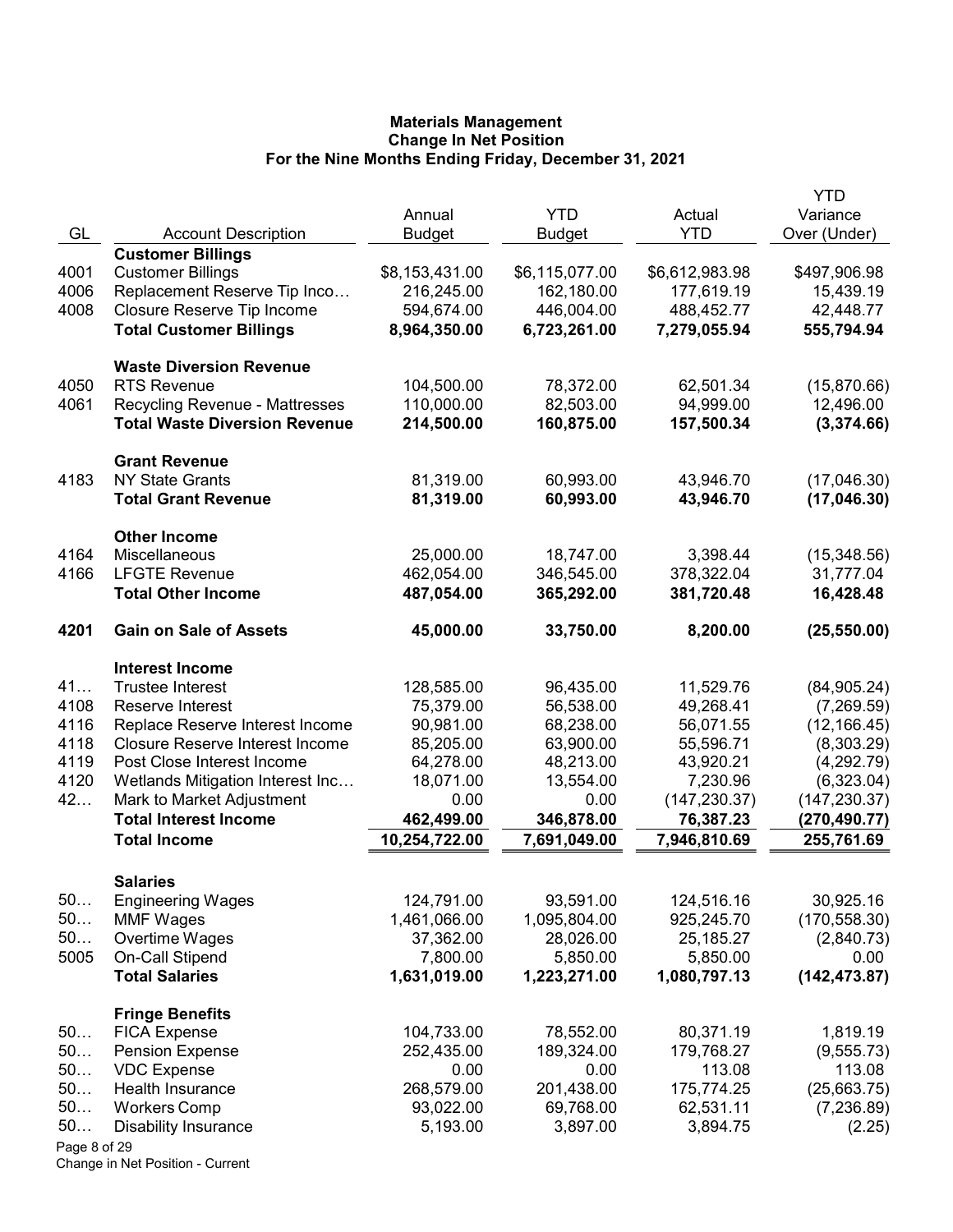**Materials Management**
**Change In Net Position**
**For the Nine Months Ending Friday, December 31, 2021**

| GL | Account Description | Annual Budget | YTD Budget | Actual YTD | YTD Variance Over (Under) |
|---|---|---|---|---|---|
| | **Customer Billings** | | | | |
| 4001 | Customer Billings | $8,153,431.00 | $6,115,077.00 | $6,612,983.98 | $497,906.98 |
| 4006 | Replacement Reserve Tip Inco… | 216,245.00 | 162,180.00 | 177,619.19 | 15,439.19 |
| 4008 | Closure Reserve Tip Income | 594,674.00 | 446,004.00 | 488,452.77 | 42,448.77 |
| | **Total Customer Billings** | **8,964,350.00** | **6,723,261.00** | **7,279,055.94** | **555,794.94** |
| | **Waste Diversion Revenue** | | | | |
| 4050 | RTS Revenue | 104,500.00 | 78,372.00 | 62,501.34 | (15,870.66) |
| 4061 | Recycling Revenue - Mattresses | 110,000.00 | 82,503.00 | 94,999.00 | 12,496.00 |
| | **Total Waste Diversion Revenue** | **214,500.00** | **160,875.00** | **157,500.34** | **(3,374.66)** |
| | **Grant Revenue** | | | | |
| 4183 | NY State Grants | 81,319.00 | 60,993.00 | 43,946.70 | (17,046.30) |
| | **Total Grant Revenue** | **81,319.00** | **60,993.00** | **43,946.70** | **(17,046.30)** |
| | **Other Income** | | | | |
| 4164 | Miscellaneous | 25,000.00 | 18,747.00 | 3,398.44 | (15,348.56) |
| 4166 | LFGTE Revenue | 462,054.00 | 346,545.00 | 378,322.04 | 31,777.04 |
| | **Total Other Income** | **487,054.00** | **365,292.00** | **381,720.48** | **16,428.48** |
| **4201** | **Gain on Sale of Assets** | **45,000.00** | **33,750.00** | **8,200.00** | **(25,550.00)** |
| | **Interest Income** | | | | |
| 41… | Trustee Interest | 128,585.00 | 96,435.00 | 11,529.76 | (84,905.24) |
| 4108 | Reserve Interest | 75,379.00 | 56,538.00 | 49,268.41 | (7,269.59) |
| 4116 | Replace Reserve Interest Income | 90,981.00 | 68,238.00 | 56,071.55 | (12,166.45) |
| 4118 | Closure Reserve Interest Income | 85,205.00 | 63,900.00 | 55,596.71 | (8,303.29) |
| 4119 | Post Close Interest Income | 64,278.00 | 48,213.00 | 43,920.21 | (4,292.79) |
| 4120 | Wetlands Mitigation Interest Inc… | 18,071.00 | 13,554.00 | 7,230.96 | (6,323.04) |
| 42… | Mark to Market Adjustment | 0.00 | 0.00 | (147,230.37) | (147,230.37) |
| | **Total Interest Income** | **462,499.00** | **346,878.00** | **76,387.23** | **(270,490.77)** |
| | **Total Income** | **10,254,722.00** | **7,691,049.00** | **7,946,810.69** | **255,761.69** |
| | **Salaries** | | | | |
| 50… | Engineering Wages | 124,791.00 | 93,591.00 | 124,516.16 | 30,925.16 |
| 50… | MMF Wages | 1,461,066.00 | 1,095,804.00 | 925,245.70 | (170,558.30) |
| 50… | Overtime Wages | 37,362.00 | 28,026.00 | 25,185.27 | (2,840.73) |
| 5005 | On-Call Stipend | 7,800.00 | 5,850.00 | 5,850.00 | 0.00 |
| | **Total Salaries** | **1,631,019.00** | **1,223,271.00** | **1,080,797.13** | **(142,473.87)** |
| | **Fringe Benefits** | | | | |
| 50… | FICA Expense | 104,733.00 | 78,552.00 | 80,371.19 | 1,819.19 |
| 50… | Pension Expense | 252,435.00 | 189,324.00 | 179,768.27 | (9,555.73) |
| 50… | VDC Expense | 0.00 | 0.00 | 113.08 | 113.08 |
| 50… | Health Insurance | 268,579.00 | 201,438.00 | 175,774.25 | (25,663.75) |
| 50… | Workers Comp | 93,022.00 | 69,768.00 | 62,531.11 | (7,236.89) |
| 50… | Disability Insurance | 5,193.00 | 3,897.00 | 3,894.75 | (2.25) |

Change in Net Position - Current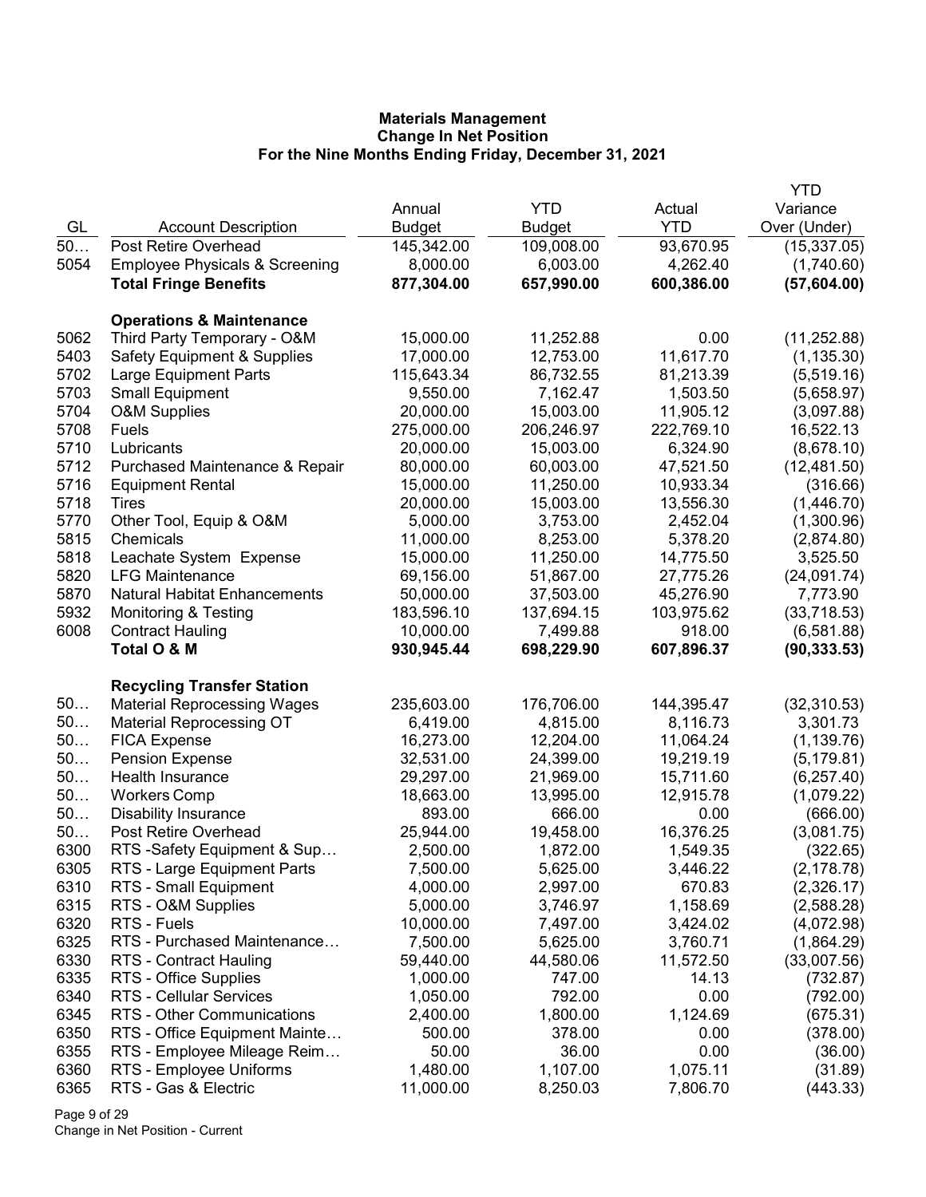# Materials Management
## Change In Net Position
### For the Nine Months Ending Friday, December 31, 2021

| GL | Account Description | Annual Budget | YTD Budget | Actual YTD | YTD Variance Over (Under) |
|---|---|---|---|---|---|
| 50… | Post Retire Overhead | 145,342.00 | 109,008.00 | 93,670.95 | (15,337.05) |
| 5054 | Employee Physicals & Screening | 8,000.00 | 6,003.00 | 4,262.40 | (1,740.60) |
| | **Total Fringe Benefits** | **877,304.00** | **657,990.00** | **600,386.00** | **(57,604.00)** |
| | **Operations & Maintenance** | | | | |
| 5062 | Third Party Temporary - O&M | 15,000.00 | 11,252.88 | 0.00 | (11,252.88) |
| 5403 | Safety Equipment & Supplies | 17,000.00 | 12,753.00 | 11,617.70 | (1,135.30) |
| 5702 | Large Equipment Parts | 115,643.34 | 86,732.55 | 81,213.39 | (5,519.16) |
| 5703 | Small Equipment | 9,550.00 | 7,162.47 | 1,503.50 | (5,658.97) |
| 5704 | O&M Supplies | 20,000.00 | 15,003.00 | 11,905.12 | (3,097.88) |
| 5708 | Fuels | 275,000.00 | 206,246.97 | 222,769.10 | 16,522.13 |
| 5710 | Lubricants | 20,000.00 | 15,003.00 | 6,324.90 | (8,678.10) |
| 5712 | Purchased Maintenance & Repair | 80,000.00 | 60,003.00 | 47,521.50 | (12,481.50) |
| 5716 | Equipment Rental | 15,000.00 | 11,250.00 | 10,933.34 | (316.66) |
| 5718 | Tires | 20,000.00 | 15,003.00 | 13,556.30 | (1,446.70) |
| 5770 | Other Tool, Equip & O&M | 5,000.00 | 3,753.00 | 2,452.04 | (1,300.96) |
| 5815 | Chemicals | 11,000.00 | 8,253.00 | 5,378.20 | (2,874.80) |
| 5818 | Leachate System Expense | 15,000.00 | 11,250.00 | 14,775.50 | 3,525.50 |
| 5820 | LFG Maintenance | 69,156.00 | 51,867.00 | 27,775.26 | (24,091.74) |
| 5870 | Natural Habitat Enhancements | 50,000.00 | 37,503.00 | 45,276.90 | 7,773.90 |
| 5932 | Monitoring & Testing | 183,596.10 | 137,694.15 | 103,975.62 | (33,718.53) |
| 6008 | Contract Hauling | 10,000.00 | 7,499.88 | 918.00 | (6,581.88) |
| | **Total O & M** | **930,945.44** | **698,229.90** | **607,896.37** | **(90,333.53)** |
| | **Recycling Transfer Station** | | | | |
| 50… | Material Reprocessing Wages | 235,603.00 | 176,706.00 | 144,395.47 | (32,310.53) |
| 50… | Material Reprocessing OT | 6,419.00 | 4,815.00 | 8,116.73 | 3,301.73 |
| 50… | FICA Expense | 16,273.00 | 12,204.00 | 11,064.24 | (1,139.76) |
| 50… | Pension Expense | 32,531.00 | 24,399.00 | 19,219.19 | (5,179.81) |
| 50… | Health Insurance | 29,297.00 | 21,969.00 | 15,711.60 | (6,257.40) |
| 50… | Workers Comp | 18,663.00 | 13,995.00 | 12,915.78 | (1,079.22) |
| 50… | Disability Insurance | 893.00 | 666.00 | 0.00 | (666.00) |
| 50… | Post Retire Overhead | 25,944.00 | 19,458.00 | 16,376.25 | (3,081.75) |
| 6300 | RTS -Safety Equipment & Sup… | 2,500.00 | 1,872.00 | 1,549.35 | (322.65) |
| 6305 | RTS - Large Equipment Parts | 7,500.00 | 5,625.00 | 3,446.22 | (2,178.78) |
| 6310 | RTS - Small Equipment | 4,000.00 | 2,997.00 | 670.83 | (2,326.17) |
| 6315 | RTS - O&M Supplies | 5,000.00 | 3,746.97 | 1,158.69 | (2,588.28) |
| 6320 | RTS - Fuels | 10,000.00 | 7,497.00 | 3,424.02 | (4,072.98) |
| 6325 | RTS - Purchased Maintenance… | 7,500.00 | 5,625.00 | 3,760.71 | (1,864.29) |
| 6330 | RTS - Contract Hauling | 59,440.00 | 44,580.06 | 11,572.50 | (33,007.56) |
| 6335 | RTS - Office Supplies | 1,000.00 | 747.00 | 14.13 | (732.87) |
| 6340 | RTS - Cellular Services | 1,050.00 | 792.00 | 0.00 | (792.00) |
| 6345 | RTS - Other Communications | 2,400.00 | 1,800.00 | 1,124.69 | (675.31) |
| 6350 | RTS - Office Equipment Mainte… | 500.00 | 378.00 | 0.00 | (378.00) |
| 6355 | RTS - Employee Mileage Reim… | 50.00 | 36.00 | 0.00 | (36.00) |
| 6360 | RTS - Employee Uniforms | 1,480.00 | 1,107.00 | 1,075.11 | (31.89) |
| 6365 | RTS - Gas & Electric | 11,000.00 | 8,250.03 | 7,806.70 | (443.33) |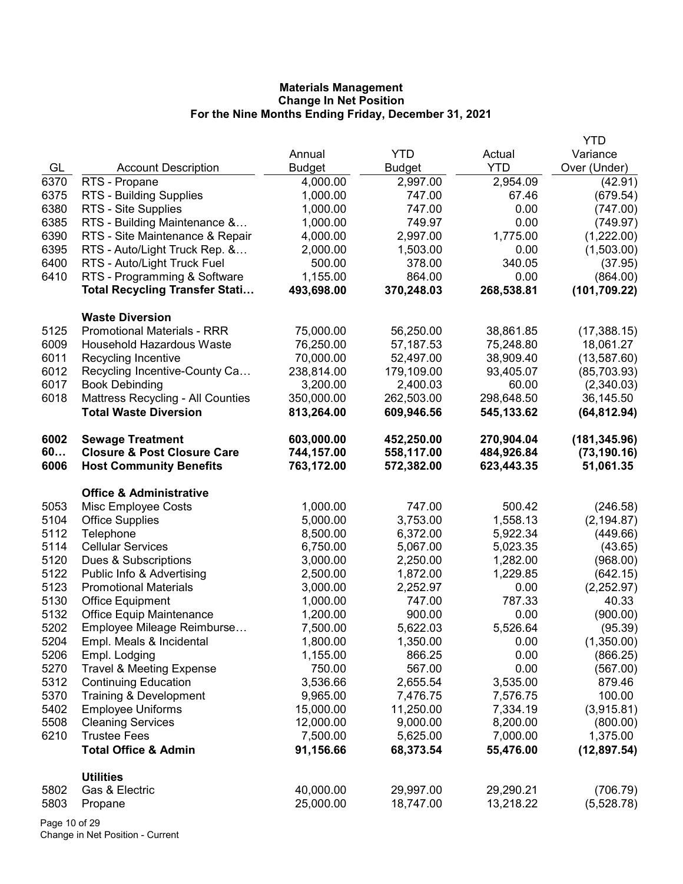**Materials Management**
**Change In Net Position**
**For the Nine Months Ending Friday, December 31, 2021**

| GL | Account Description | Annual Budget | YTD Budget | Actual YTD | YTD Variance Over (Under) |
|---|---|---|---|---|---|
| 6370 | RTS - Propane | 4,000.00 | 2,997.00 | 2,954.09 | (42.91) |
| 6375 | RTS - Building Supplies | 1,000.00 | 747.00 | 67.46 | (679.54) |
| 6380 | RTS - Site Supplies | 1,000.00 | 747.00 | 0.00 | (747.00) |
| 6385 | RTS - Building Maintenance &… | 1,000.00 | 749.97 | 0.00 | (749.97) |
| 6390 | RTS - Site Maintenance & Repair | 4,000.00 | 2,997.00 | 1,775.00 | (1,222.00) |
| 6395 | RTS - Auto/Light Truck Rep. &… | 2,000.00 | 1,503.00 | 0.00 | (1,503.00) |
| 6400 | RTS - Auto/Light Truck Fuel | 500.00 | 378.00 | 340.05 | (37.95) |
| 6410 | RTS - Programming & Software | 1,155.00 | 864.00 | 0.00 | (864.00) |
| | **Total Recycling Transfer Stati…** | **493,698.00** | **370,248.03** | **268,538.81** | **(101,709.22)** |
| | **Waste Diversion** | | | | |
| 5125 | Promotional Materials - RRR | 75,000.00 | 56,250.00 | 38,861.85 | (17,388.15) |
| 6009 | Household Hazardous Waste | 76,250.00 | 57,187.53 | 75,248.80 | 18,061.27 |
| 6011 | Recycling Incentive | 70,000.00 | 52,497.00 | 38,909.40 | (13,587.60) |
| 6012 | Recycling Incentive-County Ca… | 238,814.00 | 179,109.00 | 93,405.07 | (85,703.93) |
| 6017 | Book Debinding | 3,200.00 | 2,400.03 | 60.00 | (2,340.03) |
| 6018 | Mattress Recycling - All Counties | 350,000.00 | 262,503.00 | 298,648.50 | 36,145.50 |
| | **Total Waste Diversion** | **813,264.00** | **609,946.56** | **545,133.62** | **(64,812.94)** |
| **6002** | **Sewage Treatment** | **603,000.00** | **452,250.00** | **270,904.04** | **(181,345.96)** |
| **60…** | **Closure & Post Closure Care** | **744,157.00** | **558,117.00** | **484,926.84** | **(73,190.16)** |
| **6006** | **Host Community Benefits** | **763,172.00** | **572,382.00** | **623,443.35** | **51,061.35** |
| | **Office & Administrative** | | | | |
| 5053 | Misc Employee Costs | 1,000.00 | 747.00 | 500.42 | (246.58) |
| 5104 | Office Supplies | 5,000.00 | 3,753.00 | 1,558.13 | (2,194.87) |
| 5112 | Telephone | 8,500.00 | 6,372.00 | 5,922.34 | (449.66) |
| 5114 | Cellular Services | 6,750.00 | 5,067.00 | 5,023.35 | (43.65) |
| 5120 | Dues & Subscriptions | 3,000.00 | 2,250.00 | 1,282.00 | (968.00) |
| 5122 | Public Info & Advertising | 2,500.00 | 1,872.00 | 1,229.85 | (642.15) |
| 5123 | Promotional Materials | 3,000.00 | 2,252.97 | 0.00 | (2,252.97) |
| 5130 | Office Equipment | 1,000.00 | 747.00 | 787.33 | 40.33 |
| 5132 | Office Equip Maintenance | 1,200.00 | 900.00 | 0.00 | (900.00) |
| 5202 | Employee Mileage Reimburse… | 7,500.00 | 5,622.03 | 5,526.64 | (95.39) |
| 5204 | Empl. Meals & Incidental | 1,800.00 | 1,350.00 | 0.00 | (1,350.00) |
| 5206 | Empl. Lodging | 1,155.00 | 866.25 | 0.00 | (866.25) |
| 5270 | Travel & Meeting Expense | 750.00 | 567.00 | 0.00 | (567.00) |
| 5312 | Continuing Education | 3,536.66 | 2,655.54 | 3,535.00 | 879.46 |
| 5370 | Training & Development | 9,965.00 | 7,476.75 | 7,576.75 | 100.00 |
| 5402 | Employee Uniforms | 15,000.00 | 11,250.00 | 7,334.19 | (3,915.81) |
| 5508 | Cleaning Services | 12,000.00 | 9,000.00 | 8,200.00 | (800.00) |
| 6210 | Trustee Fees | 7,500.00 | 5,625.00 | 7,000.00 | 1,375.00 |
| | **Total Office & Admin** | **91,156.66** | **68,373.54** | **55,476.00** | **(12,897.54)** |
| | **Utilities** | | | | |
| 5802 | Gas & Electric | 40,000.00 | 29,997.00 | 29,290.21 | (706.79) |
| 5803 | Propane | 25,000.00 | 18,747.00 | 13,218.22 | (5,528.78) |

Change in Net Position - Current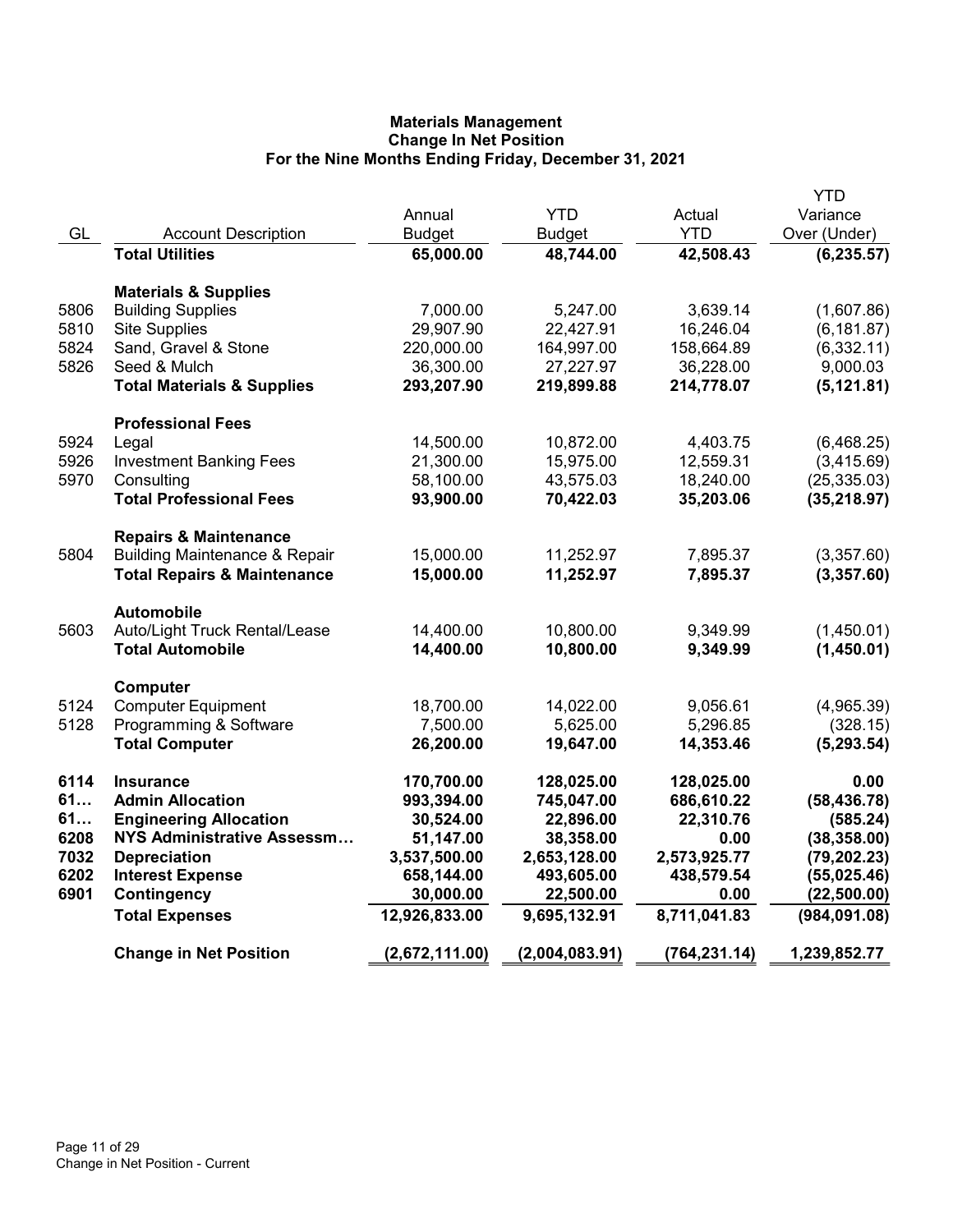# Materials Management
## Change In Net Position
### For the Nine Months Ending Friday, December 31, 2021

| GL | Account Description | Annual Budget | YTD Budget | Actual YTD | YTD Variance Over (Under) |
|---|---|---|---|---|---|
| | **Total Utilities** | **65,000.00** | **48,744.00** | **42,508.43** | **(6,235.57)** |
| | **Materials & Supplies** | | | | |
| 5806 | Building Supplies | 7,000.00 | 5,247.00 | 3,639.14 | (1,607.86) |
| 5810 | Site Supplies | 29,907.90 | 22,427.91 | 16,246.04 | (6,181.87) |
| 5824 | Sand, Gravel & Stone | 220,000.00 | 164,997.00 | 158,664.89 | (6,332.11) |
| 5826 | Seed & Mulch | 36,300.00 | 27,227.97 | 36,228.00 | 9,000.03 |
| | **Total Materials & Supplies** | **293,207.90** | **219,899.88** | **214,778.07** | **(5,121.81)** |
| | **Professional Fees** | | | | |
| 5924 | Legal | 14,500.00 | 10,872.00 | 4,403.75 | (6,468.25) |
| 5926 | Investment Banking Fees | 21,300.00 | 15,975.00 | 12,559.31 | (3,415.69) |
| 5970 | Consulting | 58,100.00 | 43,575.03 | 18,240.00 | (25,335.03) |
| | **Total Professional Fees** | **93,900.00** | **70,422.03** | **35,203.06** | **(35,218.97)** |
| | **Repairs & Maintenance** | | | | |
| 5804 | Building Maintenance & Repair | 15,000.00 | 11,252.97 | 7,895.37 | (3,357.60) |
| | **Total Repairs & Maintenance** | **15,000.00** | **11,252.97** | **7,895.37** | **(3,357.60)** |
| | **Automobile** | | | | |
| 5603 | Auto/Light Truck Rental/Lease | 14,400.00 | 10,800.00 | 9,349.99 | (1,450.01) |
| | **Total Automobile** | **14,400.00** | **10,800.00** | **9,349.99** | **(1,450.01)** |
| | **Computer** | | | | |
| 5124 | Computer Equipment | 18,700.00 | 14,022.00 | 9,056.61 | (4,965.39) |
| 5128 | Programming & Software | 7,500.00 | 5,625.00 | 5,296.85 | (328.15) |
| | **Total Computer** | **26,200.00** | **19,647.00** | **14,353.46** | **(5,293.54)** |
| **6114** | **Insurance** | **170,700.00** | **128,025.00** | **128,025.00** | **0.00** |
| **61…** | **Admin Allocation** | **993,394.00** | **745,047.00** | **686,610.22** | **(58,436.78)** |
| **61…** | **Engineering Allocation** | **30,524.00** | **22,896.00** | **22,310.76** | **(585.24)** |
| **6208** | **NYS Administrative Assessm…** | **51,147.00** | **38,358.00** | **0.00** | **(38,358.00)** |
| **7032** | **Depreciation** | **3,537,500.00** | **2,653,128.00** | **2,573,925.77** | **(79,202.23)** |
| **6202** | **Interest Expense** | **658,144.00** | **493,605.00** | **438,579.54** | **(55,025.46)** |
| **6901** | **Contingency** | **30,000.00** | **22,500.00** | **0.00** | **(22,500.00)** |
| | **Total Expenses** | **12,926,833.00** | **9,695,132.91** | **8,711,041.83** | **(984,091.08)** |
| | **Change in Net Position** | **(2,672,111.00)** | **(2,004,083.91)** | **(764,231.14)** | **1,239,852.77** |

Change in Net Position - Current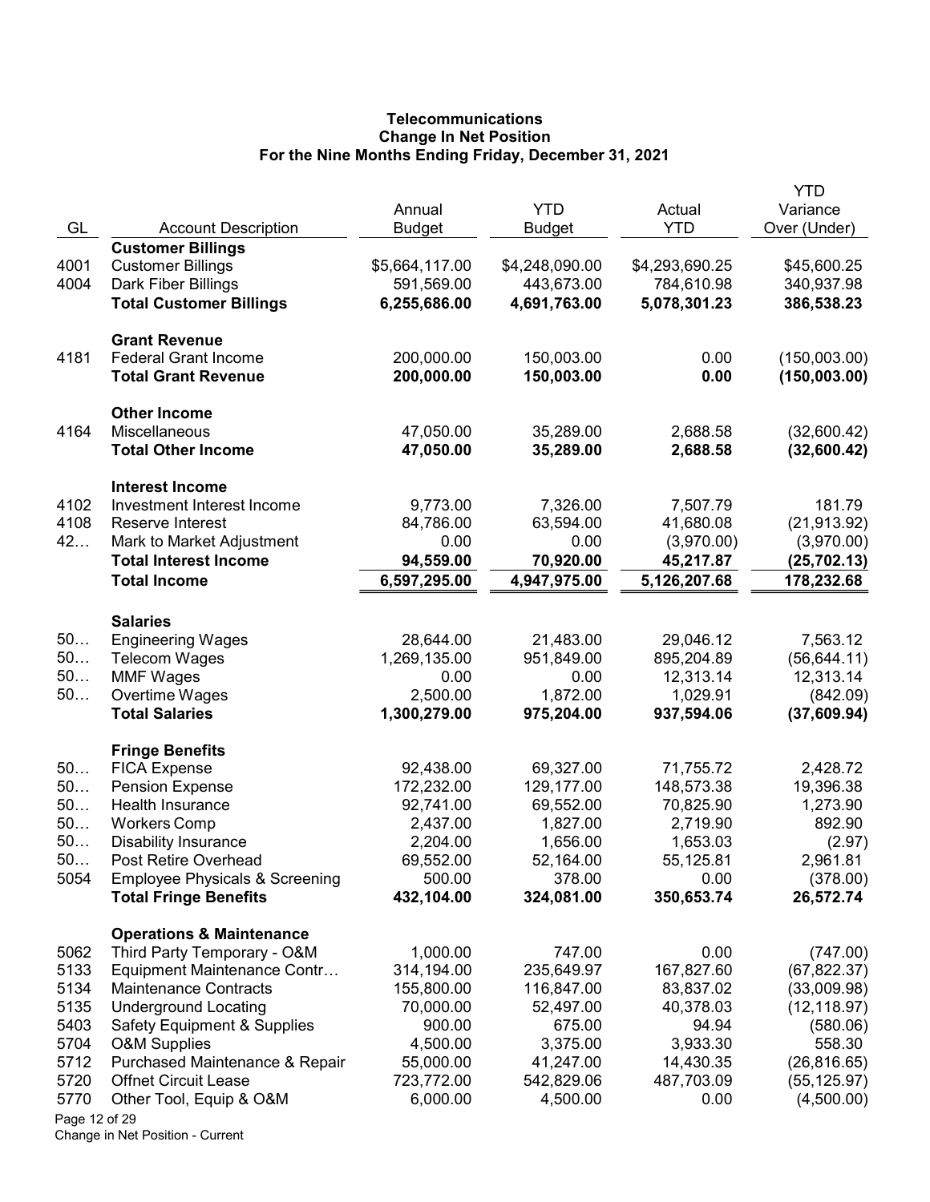**Telecommunications**
**Change In Net Position**
**For the Nine Months Ending Friday, December 31, 2021**

| GL | Account Description | Annual Budget | YTD Budget | Actual YTD | YTD Variance Over (Under) |
|---|---|---|---|---|---|
| | **Customer Billings** | | | | |
| 4001 | Customer Billings | $5,664,117.00 | $4,248,090.00 | $4,293,690.25 | $45,600.25 |
| 4004 | Dark Fiber Billings | 591,569.00 | 443,673.00 | 784,610.98 | 340,937.98 |
| | **Total Customer Billings** | **6,255,686.00** | **4,691,763.00** | **5,078,301.23** | **386,538.23** |
| | **Grant Revenue** | | | | |
| 4181 | Federal Grant Income | 200,000.00 | 150,003.00 | 0.00 | (150,003.00) |
| | **Total Grant Revenue** | **200,000.00** | **150,003.00** | **0.00** | **(150,003.00)** |
| | **Other Income** | | | | |
| 4164 | Miscellaneous | 47,050.00 | 35,289.00 | 2,688.58 | (32,600.42) |
| | **Total Other Income** | **47,050.00** | **35,289.00** | **2,688.58** | **(32,600.42)** |
| | **Interest Income** | | | | |
| 4102 | Investment Interest Income | 9,773.00 | 7,326.00 | 7,507.79 | 181.79 |
| 4108 | Reserve Interest | 84,786.00 | 63,594.00 | 41,680.08 | (21,913.92) |
| 42… | Mark to Market Adjustment | 0.00 | 0.00 | (3,970.00) | (3,970.00) |
| | **Total Interest Income** | **94,559.00** | **70,920.00** | **45,217.87** | **(25,702.13)** |
| | **Total Income** | **6,597,295.00** | **4,947,975.00** | **5,126,207.68** | **178,232.68** |
| | **Salaries** | | | | |
| 50… | Engineering Wages | 28,644.00 | 21,483.00 | 29,046.12 | 7,563.12 |
| 50… | Telecom Wages | 1,269,135.00 | 951,849.00 | 895,204.89 | (56,644.11) |
| 50… | MMF Wages | 0.00 | 0.00 | 12,313.14 | 12,313.14 |
| 50… | Overtime Wages | 2,500.00 | 1,872.00 | 1,029.91 | (842.09) |
| | **Total Salaries** | **1,300,279.00** | **975,204.00** | **937,594.06** | **(37,609.94)** |
| | **Fringe Benefits** | | | | |
| 50… | FICA Expense | 92,438.00 | 69,327.00 | 71,755.72 | 2,428.72 |
| 50… | Pension Expense | 172,232.00 | 129,177.00 | 148,573.38 | 19,396.38 |
| 50… | Health Insurance | 92,741.00 | 69,552.00 | 70,825.90 | 1,273.90 |
| 50… | Workers Comp | 2,437.00 | 1,827.00 | 2,719.90 | 892.90 |
| 50… | Disability Insurance | 2,204.00 | 1,656.00 | 1,653.03 | (2.97) |
| 50… | Post Retire Overhead | 69,552.00 | 52,164.00 | 55,125.81 | 2,961.81 |
| 5054 | Employee Physicals & Screening | 500.00 | 378.00 | 0.00 | (378.00) |
| | **Total Fringe Benefits** | **432,104.00** | **324,081.00** | **350,653.74** | **26,572.74** |
| | **Operations & Maintenance** | | | | |
| 5062 | Third Party Temporary - O&M | 1,000.00 | 747.00 | 0.00 | (747.00) |
| 5133 | Equipment Maintenance Contr… | 314,194.00 | 235,649.97 | 167,827.60 | (67,822.37) |
| 5134 | Maintenance Contracts | 155,800.00 | 116,847.00 | 83,837.02 | (33,009.98) |
| 5135 | Underground Locating | 70,000.00 | 52,497.00 | 40,378.03 | (12,118.97) |
| 5403 | Safety Equipment & Supplies | 900.00 | 675.00 | 94.94 | (580.06) |
| 5704 | O&M Supplies | 4,500.00 | 3,375.00 | 3,933.30 | 558.30 |
| 5712 | Purchased Maintenance & Repair | 55,000.00 | 41,247.00 | 14,430.35 | (26,816.65) |
| 5720 | Offnet Circuit Lease | 723,772.00 | 542,829.06 | 487,703.09 | (55,125.97) |
| 5770 | Other Tool, Equip & O&M | 6,000.00 | 4,500.00 | 0.00 | (4,500.00) |

Change in Net Position - Current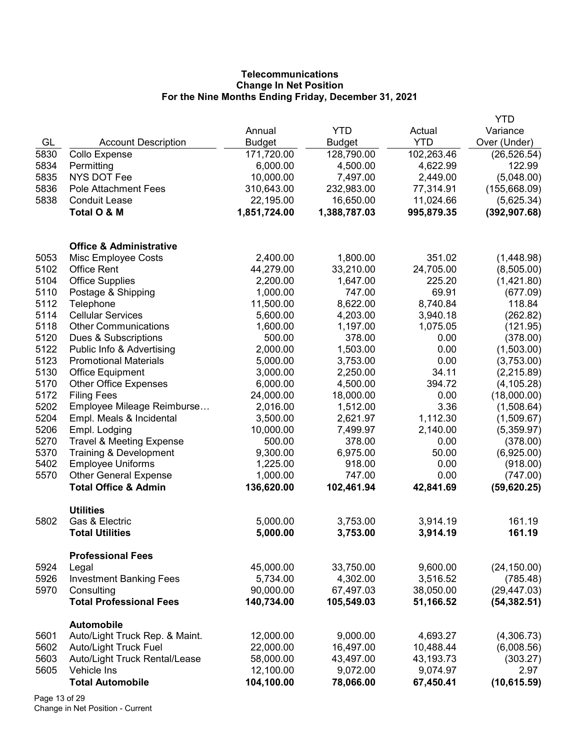**Telecommunications**
**Change In Net Position**
**For the Nine Months Ending Friday, December 31, 2021**

| GL | Account Description | Annual Budget | YTD Budget | Actual YTD | YTD Variance Over (Under) |
|---|---|---|---|---|---|
| 5830 | Collo Expense | 171,720.00 | 128,790.00 | 102,263.46 | (26,526.54) |
| 5834 | Permitting | 6,000.00 | 4,500.00 | 4,622.99 | 122.99 |
| 5835 | NYS DOT Fee | 10,000.00 | 7,497.00 | 2,449.00 | (5,048.00) |
| 5836 | Pole Attachment Fees | 310,643.00 | 232,983.00 | 77,314.91 | (155,668.09) |
| 5838 | Conduit Lease | 22,195.00 | 16,650.00 | 11,024.66 | (5,625.34) |
| | **Total O & M** | **1,851,724.00** | **1,388,787.03** | **995,879.35** | **(392,907.68)** |
| | | | | | |
| | **Office & Administrative** | | | | |
| 5053 | Misc Employee Costs | 2,400.00 | 1,800.00 | 351.02 | (1,448.98) |
| 5102 | Office Rent | 44,279.00 | 33,210.00 | 24,705.00 | (8,505.00) |
| 5104 | Office Supplies | 2,200.00 | 1,647.00 | 225.20 | (1,421.80) |
| 5110 | Postage & Shipping | 1,000.00 | 747.00 | 69.91 | (677.09) |
| 5112 | Telephone | 11,500.00 | 8,622.00 | 8,740.84 | 118.84 |
| 5114 | Cellular Services | 5,600.00 | 4,203.00 | 3,940.18 | (262.82) |
| 5118 | Other Communications | 1,600.00 | 1,197.00 | 1,075.05 | (121.95) |
| 5120 | Dues & Subscriptions | 500.00 | 378.00 | 0.00 | (378.00) |
| 5122 | Public Info & Advertising | 2,000.00 | 1,503.00 | 0.00 | (1,503.00) |
| 5123 | Promotional Materials | 5,000.00 | 3,753.00 | 0.00 | (3,753.00) |
| 5130 | Office Equipment | 3,000.00 | 2,250.00 | 34.11 | (2,215.89) |
| 5170 | Other Office Expenses | 6,000.00 | 4,500.00 | 394.72 | (4,105.28) |
| 5172 | Filing Fees | 24,000.00 | 18,000.00 | 0.00 | (18,000.00) |
| 5202 | Employee Mileage Reimburse… | 2,016.00 | 1,512.00 | 3.36 | (1,508.64) |
| 5204 | Empl. Meals & Incidental | 3,500.00 | 2,621.97 | 1,112.30 | (1,509.67) |
| 5206 | Empl. Lodging | 10,000.00 | 7,499.97 | 2,140.00 | (5,359.97) |
| 5270 | Travel & Meeting Expense | 500.00 | 378.00 | 0.00 | (378.00) |
| 5370 | Training & Development | 9,300.00 | 6,975.00 | 50.00 | (6,925.00) |
| 5402 | Employee Uniforms | 1,225.00 | 918.00 | 0.00 | (918.00) |
| 5570 | Other General Expense | 1,000.00 | 747.00 | 0.00 | (747.00) |
| | **Total Office & Admin** | **136,620.00** | **102,461.94** | **42,841.69** | **(59,620.25)** |
| | | | | | |
| | **Utilities** | | | | |
| 5802 | Gas & Electric | 5,000.00 | 3,753.00 | 3,914.19 | 161.19 |
| | **Total Utilities** | **5,000.00** | **3,753.00** | **3,914.19** | **161.19** |
| | | | | | |
| | **Professional Fees** | | | | |
| 5924 | Legal | 45,000.00 | 33,750.00 | 9,600.00 | (24,150.00) |
| 5926 | Investment Banking Fees | 5,734.00 | 4,302.00 | 3,516.52 | (785.48) |
| 5970 | Consulting | 90,000.00 | 67,497.03 | 38,050.00 | (29,447.03) |
| | **Total Professional Fees** | **140,734.00** | **105,549.03** | **51,166.52** | **(54,382.51)** |
| | | | | | |
| | **Automobile** | | | | |
| 5601 | Auto/Light Truck Rep. & Maint. | 12,000.00 | 9,000.00 | 4,693.27 | (4,306.73) |
| 5602 | Auto/Light Truck Fuel | 22,000.00 | 16,497.00 | 10,488.44 | (6,008.56) |
| 5603 | Auto/Light Truck Rental/Lease | 58,000.00 | 43,497.00 | 43,193.73 | (303.27) |
| 5605 | Vehicle Ins | 12,100.00 | 9,072.00 | 9,074.97 | 2.97 |
| | **Total Automobile** | **104,100.00** | **78,066.00** | **67,450.41** | **(10,615.59)** |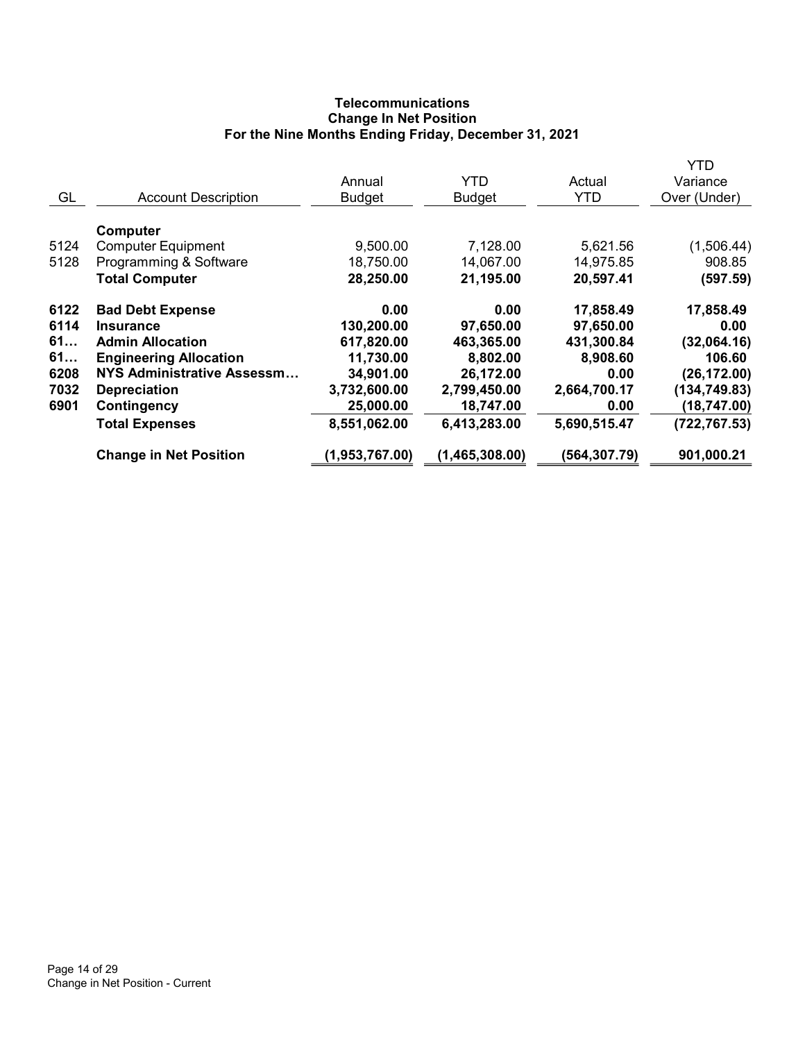# Telecommunications
## Change In Net Position
### For the Nine Months Ending Friday, December 31, 2021

| GL | Account Description | Annual Budget | YTD Budget | Actual YTD | YTD Variance Over (Under) |
|---|---|---|---|---|---|
| | **Computer** | | | | |
| 5124 | Computer Equipment | 9,500.00 | 7,128.00 | 5,621.56 | (1,506.44) |
| 5128 | Programming & Software | 18,750.00 | 14,067.00 | 14,975.85 | 908.85 |
| | **Total Computer** | **28,250.00** | **21,195.00** | **20,597.41** | **(597.59)** |
| **6122** | **Bad Debt Expense** | **0.00** | **0.00** | **17,858.49** | **17,858.49** |
| **6114** | **Insurance** | **130,200.00** | **97,650.00** | **97,650.00** | **0.00** |
| **61…** | **Admin Allocation** | **617,820.00** | **463,365.00** | **431,300.84** | **(32,064.16)** |
| **61…** | **Engineering Allocation** | **11,730.00** | **8,802.00** | **8,908.60** | **106.60** |
| **6208** | **NYS Administrative Assessm…** | **34,901.00** | **26,172.00** | **0.00** | **(26,172.00)** |
| **7032** | **Depreciation** | **3,732,600.00** | **2,799,450.00** | **2,664,700.17** | **(134,749.83)** |
| **6901** | **Contingency** | **25,000.00** | **18,747.00** | **0.00** | **(18,747.00)** |
| | **Total Expenses** | **8,551,062.00** | **6,413,283.00** | **5,690,515.47** | **(722,767.53)** |
| | **Change in Net Position** | **(1,953,767.00)** | **(1,465,308.00)** | **(564,307.79)** | **901,000.21** |

Change in Net Position - Current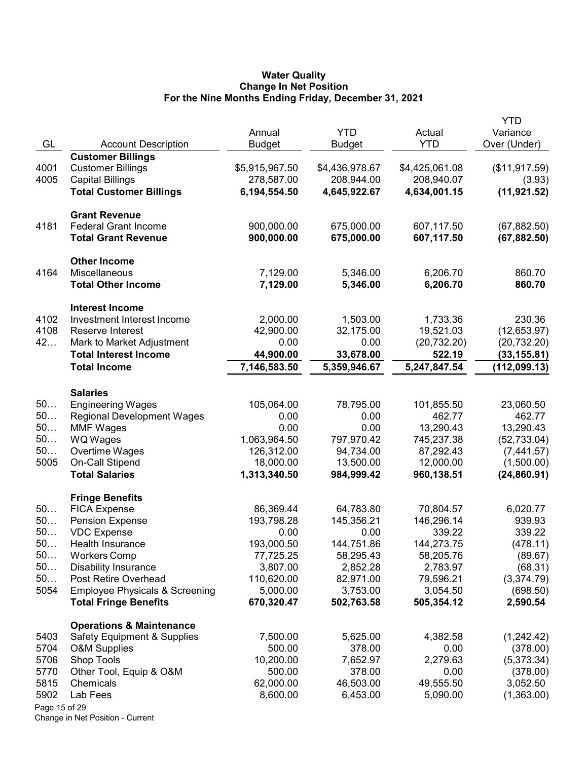# Water Quality
## Change In Net Position
### For the Nine Months Ending Friday, December 31, 2021

| GL | Account Description | Annual Budget | YTD Budget | Actual YTD | YTD Variance Over (Under) |
|---|---|---|---|---|---|
| | **Customer Billings** | | | | |
| 4001 | Customer Billings | $5,915,967.50 | $4,436,978.67 | $4,425,061.08 | ($11,917.59) |
| 4005 | Capital Billings | 278,587.00 | 208,944.00 | 208,940.07 | (3.93) |
| | **Total Customer Billings** | **6,194,554.50** | **4,645,922.67** | **4,634,001.15** | **(11,921.52)** |
| | **Grant Revenue** | | | | |
| 4181 | Federal Grant Income | 900,000.00 | 675,000.00 | 607,117.50 | (67,882.50) |
| | **Total Grant Revenue** | **900,000.00** | **675,000.00** | **607,117.50** | **(67,882.50)** |
| | **Other Income** | | | | |
| 4164 | Miscellaneous | 7,129.00 | 5,346.00 | 6,206.70 | 860.70 |
| | **Total Other Income** | **7,129.00** | **5,346.00** | **6,206.70** | **860.70** |
| | **Interest Income** | | | | |
| 4102 | Investment Interest Income | 2,000.00 | 1,503.00 | 1,733.36 | 230.36 |
| 4108 | Reserve Interest | 42,900.00 | 32,175.00 | 19,521.03 | (12,653.97) |
| 42… | Mark to Market Adjustment | 0.00 | 0.00 | (20,732.20) | (20,732.20) |
| | **Total Interest Income** | **44,900.00** | **33,678.00** | **522.19** | **(33,155.81)** |
| | **Total Income** | **7,146,583.50** | **5,359,946.67** | **5,247,847.54** | **(112,099.13)** |
| | **Salaries** | | | | |
| 50… | Engineering Wages | 105,064.00 | 78,795.00 | 101,855.50 | 23,060.50 |
| 50… | Regional Development Wages | 0.00 | 0.00 | 462.77 | 462.77 |
| 50… | MMF Wages | 0.00 | 0.00 | 13,290.43 | 13,290.43 |
| 50… | WQ Wages | 1,063,964.50 | 797,970.42 | 745,237.38 | (52,733.04) |
| 50… | Overtime Wages | 126,312.00 | 94,734.00 | 87,292.43 | (7,441.57) |
| 5005 | On-Call Stipend | 18,000.00 | 13,500.00 | 12,000.00 | (1,500.00) |
| | **Total Salaries** | **1,313,340.50** | **984,999.42** | **960,138.51** | **(24,860.91)** |
| | **Fringe Benefits** | | | | |
| 50… | FICA Expense | 86,369.44 | 64,783.80 | 70,804.57 | 6,020.77 |
| 50… | Pension Expense | 193,798.28 | 145,356.21 | 146,296.14 | 939.93 |
| 50… | VDC Expense | 0.00 | 0.00 | 339.22 | 339.22 |
| 50… | Health Insurance | 193,000.50 | 144,751.86 | 144,273.75 | (478.11) |
| 50… | Workers Comp | 77,725.25 | 58,295.43 | 58,205.76 | (89.67) |
| 50… | Disability Insurance | 3,807.00 | 2,852.28 | 2,783.97 | (68.31) |
| 50… | Post Retire Overhead | 110,620.00 | 82,971.00 | 79,596.21 | (3,374.79) |
| 5054 | Employee Physicals & Screening | 5,000.00 | 3,753.00 | 3,054.50 | (698.50) |
| | **Total Fringe Benefits** | **670,320.47** | **502,763.58** | **505,354.12** | **2,590.54** |
| | **Operations & Maintenance** | | | | |
| 5403 | Safety Equipment & Supplies | 7,500.00 | 5,625.00 | 4,382.58 | (1,242.42) |
| 5704 | O&M Supplies | 500.00 | 378.00 | 0.00 | (378.00) |
| 5706 | Shop Tools | 10,200.00 | 7,652.97 | 2,279.63 | (5,373.34) |
| 5770 | Other Tool, Equip & O&M | 500.00 | 378.00 | 0.00 | (378.00) |
| 5815 | Chemicals | 62,000.00 | 46,503.00 | 49,555.50 | 3,052.50 |
| 5902 | Lab Fees | 8,600.00 | 6,453.00 | 5,090.00 | (1,363.00) |

Change in Net Position - Current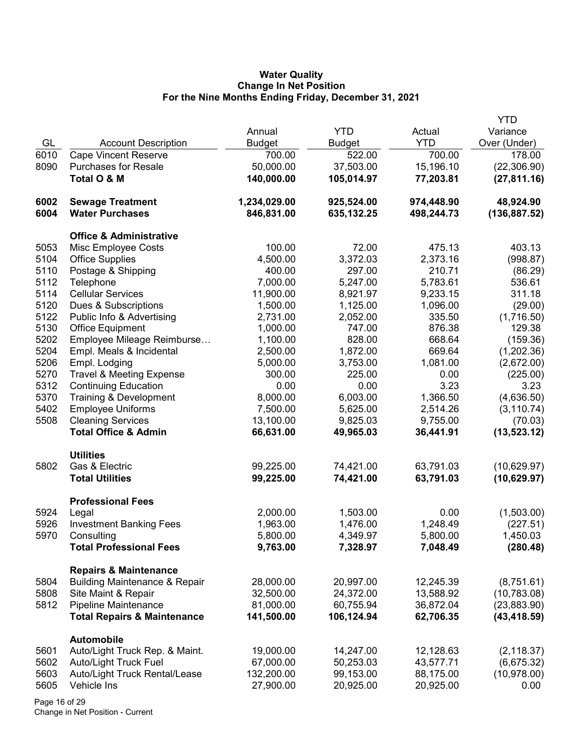**Water Quality**
**Change In Net Position**
**For the Nine Months Ending Friday, December 31, 2021**

| GL | Account Description | Annual Budget | YTD Budget | Actual YTD | YTD Variance Over (Under) |
|---|---|---|---|---|---|
| 6010 | Cape Vincent Reserve | 700.00 | 522.00 | 700.00 | 178.00 |
| 8090 | Purchases for Resale | 50,000.00 | 37,503.00 | 15,196.10 | (22,306.90) |
| | **Total O & M** | **140,000.00** | **105,014.97** | **77,203.81** | **(27,811.16)** |
| | | | | | |
| **6002** | **Sewage Treatment** | **1,234,029.00** | **925,524.00** | **974,448.90** | **48,924.90** |
| **6004** | **Water Purchases** | **846,831.00** | **635,132.25** | **498,244.73** | **(136,887.52)** |
| | | | | | |
| | **Office & Administrative** | | | | |
| 5053 | Misc Employee Costs | 100.00 | 72.00 | 475.13 | 403.13 |
| 5104 | Office Supplies | 4,500.00 | 3,372.03 | 2,373.16 | (998.87) |
| 5110 | Postage & Shipping | 400.00 | 297.00 | 210.71 | (86.29) |
| 5112 | Telephone | 7,000.00 | 5,247.00 | 5,783.61 | 536.61 |
| 5114 | Cellular Services | 11,900.00 | 8,921.97 | 9,233.15 | 311.18 |
| 5120 | Dues & Subscriptions | 1,500.00 | 1,125.00 | 1,096.00 | (29.00) |
| 5122 | Public Info & Advertising | 2,731.00 | 2,052.00 | 335.50 | (1,716.50) |
| 5130 | Office Equipment | 1,000.00 | 747.00 | 876.38 | 129.38 |
| 5202 | Employee Mileage Reimburse… | 1,100.00 | 828.00 | 668.64 | (159.36) |
| 5204 | Empl. Meals & Incidental | 2,500.00 | 1,872.00 | 669.64 | (1,202.36) |
| 5206 | Empl. Lodging | 5,000.00 | 3,753.00 | 1,081.00 | (2,672.00) |
| 5270 | Travel & Meeting Expense | 300.00 | 225.00 | 0.00 | (225.00) |
| 5312 | Continuing Education | 0.00 | 0.00 | 3.23 | 3.23 |
| 5370 | Training & Development | 8,000.00 | 6,003.00 | 1,366.50 | (4,636.50) |
| 5402 | Employee Uniforms | 7,500.00 | 5,625.00 | 2,514.26 | (3,110.74) |
| 5508 | Cleaning Services | 13,100.00 | 9,825.03 | 9,755.00 | (70.03) |
| | **Total Office & Admin** | **66,631.00** | **49,965.03** | **36,441.91** | **(13,523.12)** |
| | | | | | |
| | **Utilities** | | | | |
| 5802 | Gas & Electric | 99,225.00 | 74,421.00 | 63,791.03 | (10,629.97) |
| | **Total Utilities** | **99,225.00** | **74,421.00** | **63,791.03** | **(10,629.97)** |
| | | | | | |
| | **Professional Fees** | | | | |
| 5924 | Legal | 2,000.00 | 1,503.00 | 0.00 | (1,503.00) |
| 5926 | Investment Banking Fees | 1,963.00 | 1,476.00 | 1,248.49 | (227.51) |
| 5970 | Consulting | 5,800.00 | 4,349.97 | 5,800.00 | 1,450.03 |
| | **Total Professional Fees** | **9,763.00** | **7,328.97** | **7,048.49** | **(280.48)** |
| | | | | | |
| | **Repairs & Maintenance** | | | | |
| 5804 | Building Maintenance & Repair | 28,000.00 | 20,997.00 | 12,245.39 | (8,751.61) |
| 5808 | Site Maint & Repair | 32,500.00 | 24,372.00 | 13,588.92 | (10,783.08) |
| 5812 | Pipeline Maintenance | 81,000.00 | 60,755.94 | 36,872.04 | (23,883.90) |
| | **Total Repairs & Maintenance** | **141,500.00** | **106,124.94** | **62,706.35** | **(43,418.59)** |
| | | | | | |
| | **Automobile** | | | | |
| 5601 | Auto/Light Truck Rep. & Maint. | 19,000.00 | 14,247.00 | 12,128.63 | (2,118.37) |
| 5602 | Auto/Light Truck Fuel | 67,000.00 | 50,253.03 | 43,577.71 | (6,675.32) |
| 5603 | Auto/Light Truck Rental/Lease | 132,200.00 | 99,153.00 | 88,175.00 | (10,978.00) |
| 5605 | Vehicle Ins | 27,900.00 | 20,925.00 | 20,925.00 | 0.00 |

Change in Net Position - Current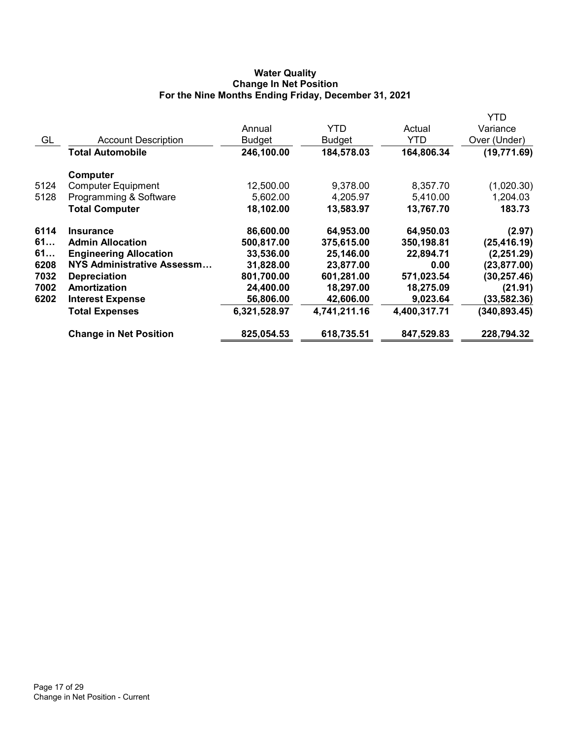**Water Quality**
**Change In Net Position**
**For the Nine Months Ending Friday, December 31, 2021**

| GL | Account Description | Annual Budget | YTD Budget | Actual YTD | YTD Variance Over (Under) |
|---|---|---|---|---|---|
| | **Total Automobile** | **246,100.00** | **184,578.03** | **164,806.34** | **(19,771.69)** |
| | **Computer** | | | | |
| 5124 | Computer Equipment | 12,500.00 | 9,378.00 | 8,357.70 | (1,020.30) |
| 5128 | Programming & Software | 5,602.00 | 4,205.97 | 5,410.00 | 1,204.03 |
| | **Total Computer** | **18,102.00** | **13,583.97** | **13,767.70** | **183.73** |
| **6114** | **Insurance** | **86,600.00** | **64,953.00** | **64,950.03** | **(2.97)** |
| **61…** | **Admin Allocation** | **500,817.00** | **375,615.00** | **350,198.81** | **(25,416.19)** |
| **61…** | **Engineering Allocation** | **33,536.00** | **25,146.00** | **22,894.71** | **(2,251.29)** |
| **6208** | **NYS Administrative Assessm…** | **31,828.00** | **23,877.00** | **0.00** | **(23,877.00)** |
| **7032** | **Depreciation** | **801,700.00** | **601,281.00** | **571,023.54** | **(30,257.46)** |
| **7002** | **Amortization** | **24,400.00** | **18,297.00** | **18,275.09** | **(21.91)** |
| **6202** | **Interest Expense** | **56,806.00** | **42,606.00** | **9,023.64** | **(33,582.36)** |
| | **Total Expenses** | **6,321,528.97** | **4,741,211.16** | **4,400,317.71** | **(340,893.45)** |
| | **Change in Net Position** | **825,054.53** | **618,735.51** | **847,529.83** | **228,794.32** |

Change in Net Position - Current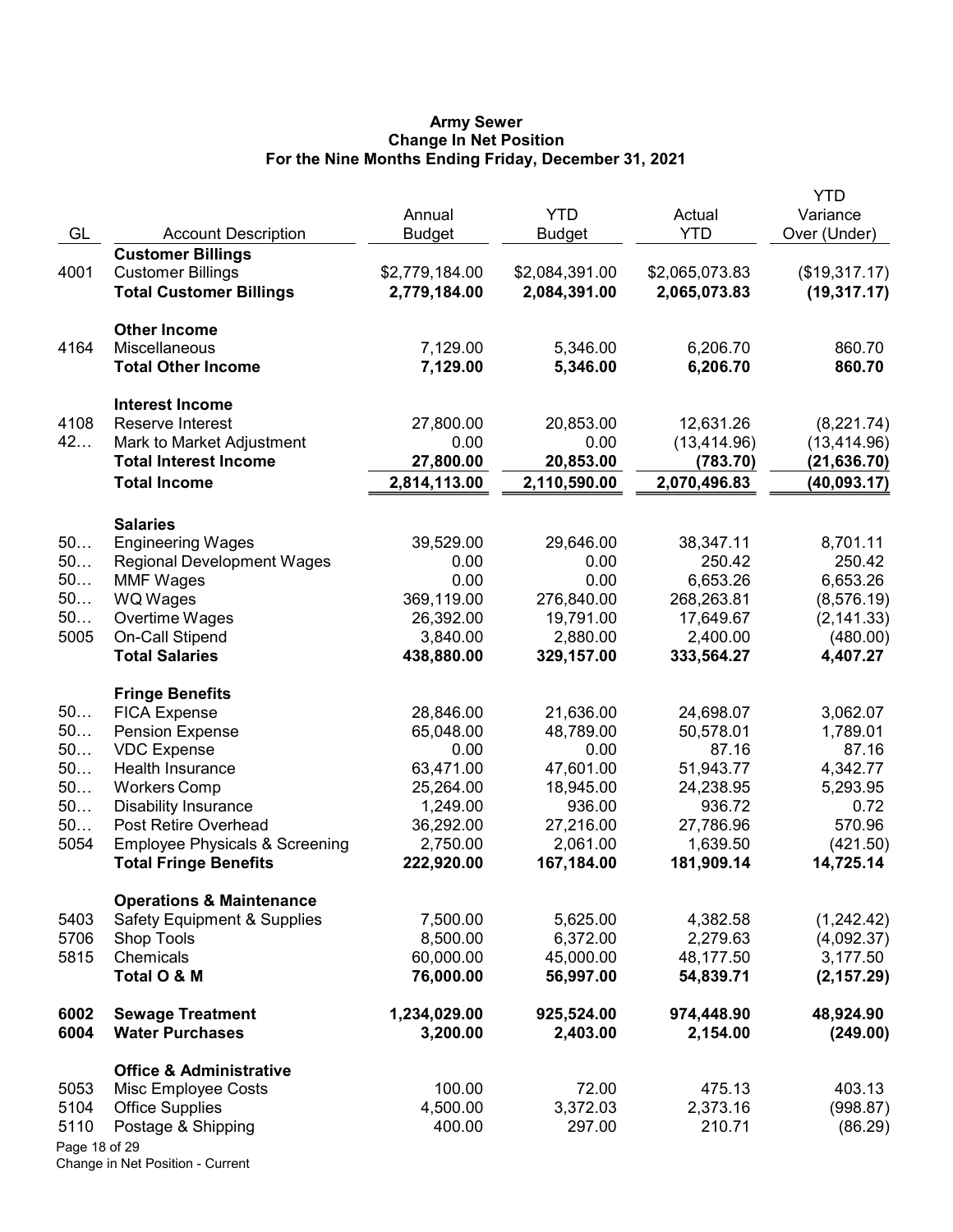**Army Sewer**
**Change In Net Position**
**For the Nine Months Ending Friday, December 31, 2021**

| GL | Account Description | Annual Budget | YTD Budget | Actual YTD | YTD Variance Over (Under) |
|---|---|---|---|---|---|
| | **Customer Billings** | | | | |
| 4001 | Customer Billings | $2,779,184.00 | $2,084,391.00 | $2,065,073.83 | ($19,317.17) |
| | **Total Customer Billings** | **2,779,184.00** | **2,084,391.00** | **2,065,073.83** | **(19,317.17)** |
| | **Other Income** | | | | |
| 4164 | Miscellaneous | 7,129.00 | 5,346.00 | 6,206.70 | 860.70 |
| | **Total Other Income** | **7,129.00** | **5,346.00** | **6,206.70** | **860.70** |
| | **Interest Income** | | | | |
| 4108 | Reserve Interest | 27,800.00 | 20,853.00 | 12,631.26 | (8,221.74) |
| 42… | Mark to Market Adjustment | 0.00 | 0.00 | (13,414.96) | (13,414.96) |
| | **Total Interest Income** | **27,800.00** | **20,853.00** | **(783.70)** | **(21,636.70)** |
| | **Total Income** | **2,814,113.00** | **2,110,590.00** | **2,070,496.83** | **(40,093.17)** |
| | **Salaries** | | | | |
| 50… | Engineering Wages | 39,529.00 | 29,646.00 | 38,347.11 | 8,701.11 |
| 50… | Regional Development Wages | 0.00 | 0.00 | 250.42 | 250.42 |
| 50… | MMF Wages | 0.00 | 0.00 | 6,653.26 | 6,653.26 |
| 50… | WQ Wages | 369,119.00 | 276,840.00 | 268,263.81 | (8,576.19) |
| 50… | Overtime Wages | 26,392.00 | 19,791.00 | 17,649.67 | (2,141.33) |
| 5005 | On-Call Stipend | 3,840.00 | 2,880.00 | 2,400.00 | (480.00) |
| | **Total Salaries** | **438,880.00** | **329,157.00** | **333,564.27** | **4,407.27** |
| | **Fringe Benefits** | | | | |
| 50… | FICA Expense | 28,846.00 | 21,636.00 | 24,698.07 | 3,062.07 |
| 50… | Pension Expense | 65,048.00 | 48,789.00 | 50,578.01 | 1,789.01 |
| 50… | VDC Expense | 0.00 | 0.00 | 87.16 | 87.16 |
| 50… | Health Insurance | 63,471.00 | 47,601.00 | 51,943.77 | 4,342.77 |
| 50… | Workers Comp | 25,264.00 | 18,945.00 | 24,238.95 | 5,293.95 |
| 50… | Disability Insurance | 1,249.00 | 936.00 | 936.72 | 0.72 |
| 50… | Post Retire Overhead | 36,292.00 | 27,216.00 | 27,786.96 | 570.96 |
| 5054 | Employee Physicals & Screening | 2,750.00 | 2,061.00 | 1,639.50 | (421.50) |
| | **Total Fringe Benefits** | **222,920.00** | **167,184.00** | **181,909.14** | **14,725.14** |
| | **Operations & Maintenance** | | | | |
| 5403 | Safety Equipment & Supplies | 7,500.00 | 5,625.00 | 4,382.58 | (1,242.42) |
| 5706 | Shop Tools | 8,500.00 | 6,372.00 | 2,279.63 | (4,092.37) |
| 5815 | Chemicals | 60,000.00 | 45,000.00 | 48,177.50 | 3,177.50 |
| | **Total O & M** | **76,000.00** | **56,997.00** | **54,839.71** | **(2,157.29)** |
| **6002** | **Sewage Treatment** | **1,234,029.00** | **925,524.00** | **974,448.90** | **48,924.90** |
| **6004** | **Water Purchases** | **3,200.00** | **2,403.00** | **2,154.00** | **(249.00)** |
| | **Office & Administrative** | | | | |
| 5053 | Misc Employee Costs | 100.00 | 72.00 | 475.13 | 403.13 |
| 5104 | Office Supplies | 4,500.00 | 3,372.03 | 2,373.16 | (998.87) |
| 5110 | Postage & Shipping | 400.00 | 297.00 | 210.71 | (86.29) |

Change in Net Position - Current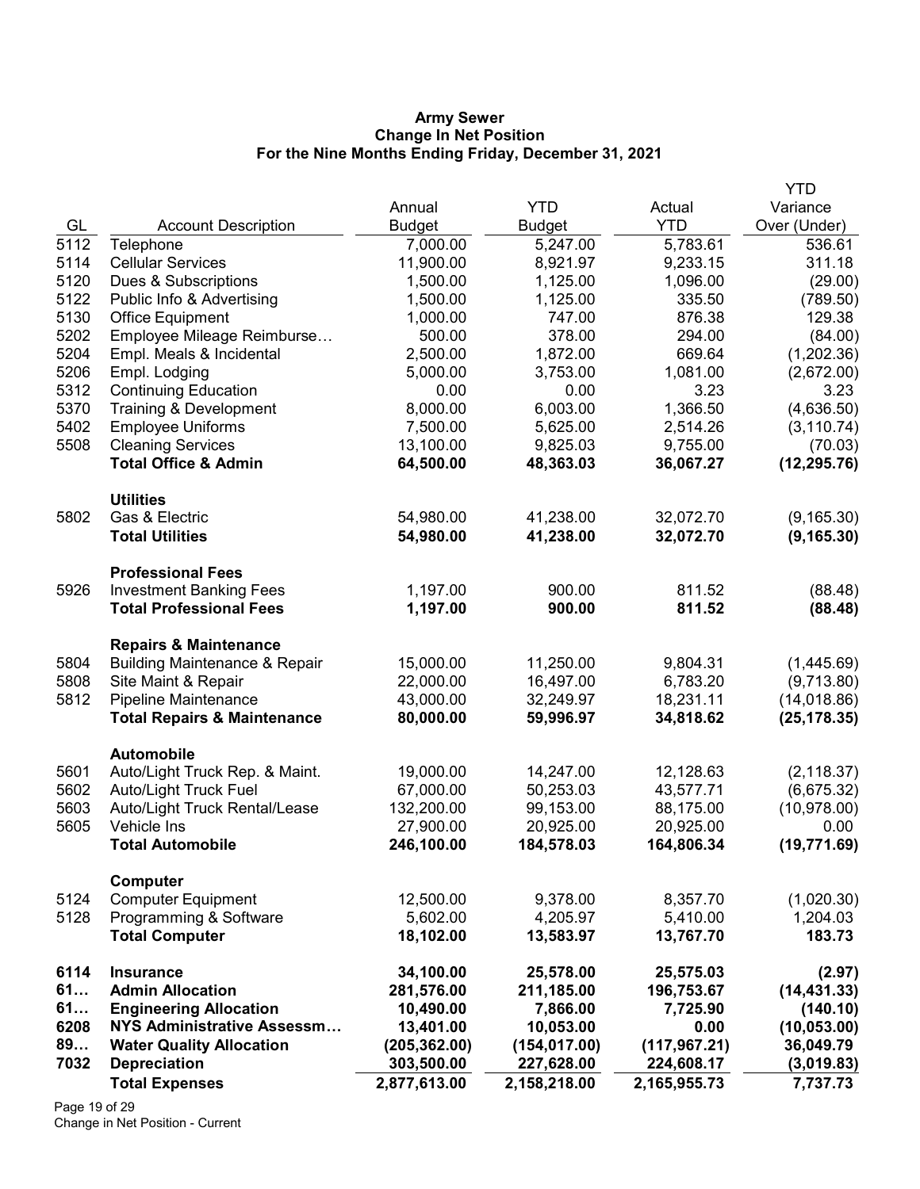**Army Sewer**
**Change In Net Position**
**For the Nine Months Ending Friday, December 31, 2021**

| GL | Account Description | Annual Budget | YTD Budget | Actual YTD | YTD Variance Over (Under) |
|---|---|---|---|---|---|
| 5112 | Telephone | 7,000.00 | 5,247.00 | 5,783.61 | 536.61 |
| 5114 | Cellular Services | 11,900.00 | 8,921.97 | 9,233.15 | 311.18 |
| 5120 | Dues & Subscriptions | 1,500.00 | 1,125.00 | 1,096.00 | (29.00) |
| 5122 | Public Info & Advertising | 1,500.00 | 1,125.00 | 335.50 | (789.50) |
| 5130 | Office Equipment | 1,000.00 | 747.00 | 876.38 | 129.38 |
| 5202 | Employee Mileage Reimburse… | 500.00 | 378.00 | 294.00 | (84.00) |
| 5204 | Empl. Meals & Incidental | 2,500.00 | 1,872.00 | 669.64 | (1,202.36) |
| 5206 | Empl. Lodging | 5,000.00 | 3,753.00 | 1,081.00 | (2,672.00) |
| 5312 | Continuing Education | 0.00 | 0.00 | 3.23 | 3.23 |
| 5370 | Training & Development | 8,000.00 | 6,003.00 | 1,366.50 | (4,636.50) |
| 5402 | Employee Uniforms | 7,500.00 | 5,625.00 | 2,514.26 | (3,110.74) |
| 5508 | Cleaning Services | 13,100.00 | 9,825.03 | 9,755.00 | (70.03) |
| | **Total Office & Admin** | **64,500.00** | **48,363.03** | **36,067.27** | **(12,295.76)** |
| | **Utilities** | | | | |
| 5802 | Gas & Electric | 54,980.00 | 41,238.00 | 32,072.70 | (9,165.30) |
| | **Total Utilities** | **54,980.00** | **41,238.00** | **32,072.70** | **(9,165.30)** |
| | **Professional Fees** | | | | |
| 5926 | Investment Banking Fees | 1,197.00 | 900.00 | 811.52 | (88.48) |
| | **Total Professional Fees** | **1,197.00** | **900.00** | **811.52** | **(88.48)** |
| | **Repairs & Maintenance** | | | | |
| 5804 | Building Maintenance & Repair | 15,000.00 | 11,250.00 | 9,804.31 | (1,445.69) |
| 5808 | Site Maint & Repair | 22,000.00 | 16,497.00 | 6,783.20 | (9,713.80) |
| 5812 | Pipeline Maintenance | 43,000.00 | 32,249.97 | 18,231.11 | (14,018.86) |
| | **Total Repairs & Maintenance** | **80,000.00** | **59,996.97** | **34,818.62** | **(25,178.35)** |
| | **Automobile** | | | | |
| 5601 | Auto/Light Truck Rep. & Maint. | 19,000.00 | 14,247.00 | 12,128.63 | (2,118.37) |
| 5602 | Auto/Light Truck Fuel | 67,000.00 | 50,253.03 | 43,577.71 | (6,675.32) |
| 5603 | Auto/Light Truck Rental/Lease | 132,200.00 | 99,153.00 | 88,175.00 | (10,978.00) |
| 5605 | Vehicle Ins | 27,900.00 | 20,925.00 | 20,925.00 | 0.00 |
| | **Total Automobile** | **246,100.00** | **184,578.03** | **164,806.34** | **(19,771.69)** |
| | **Computer** | | | | |
| 5124 | Computer Equipment | 12,500.00 | 9,378.00 | 8,357.70 | (1,020.30) |
| 5128 | Programming & Software | 5,602.00 | 4,205.97 | 5,410.00 | 1,204.03 |
| | **Total Computer** | **18,102.00** | **13,583.97** | **13,767.70** | **183.73** |
| **6114** | **Insurance** | **34,100.00** | **25,578.00** | **25,575.03** | **(2.97)** |
| **61…** | **Admin Allocation** | **281,576.00** | **211,185.00** | **196,753.67** | **(14,431.33)** |
| **61…** | **Engineering Allocation** | **10,490.00** | **7,866.00** | **7,725.90** | **(140.10)** |
| **6208** | **NYS Administrative Assessm…** | **13,401.00** | **10,053.00** | **0.00** | **(10,053.00)** |
| **89…** | **Water Quality Allocation** | **(205,362.00)** | **(154,017.00)** | **(117,967.21)** | **36,049.79** |
| **7032** | **Depreciation** | **303,500.00** | **227,628.00** | **224,608.17** | **(3,019.83)** |
| | **Total Expenses** | **2,877,613.00** | **2,158,218.00** | **2,165,955.73** | **7,737.73** |

Change in Net Position - Current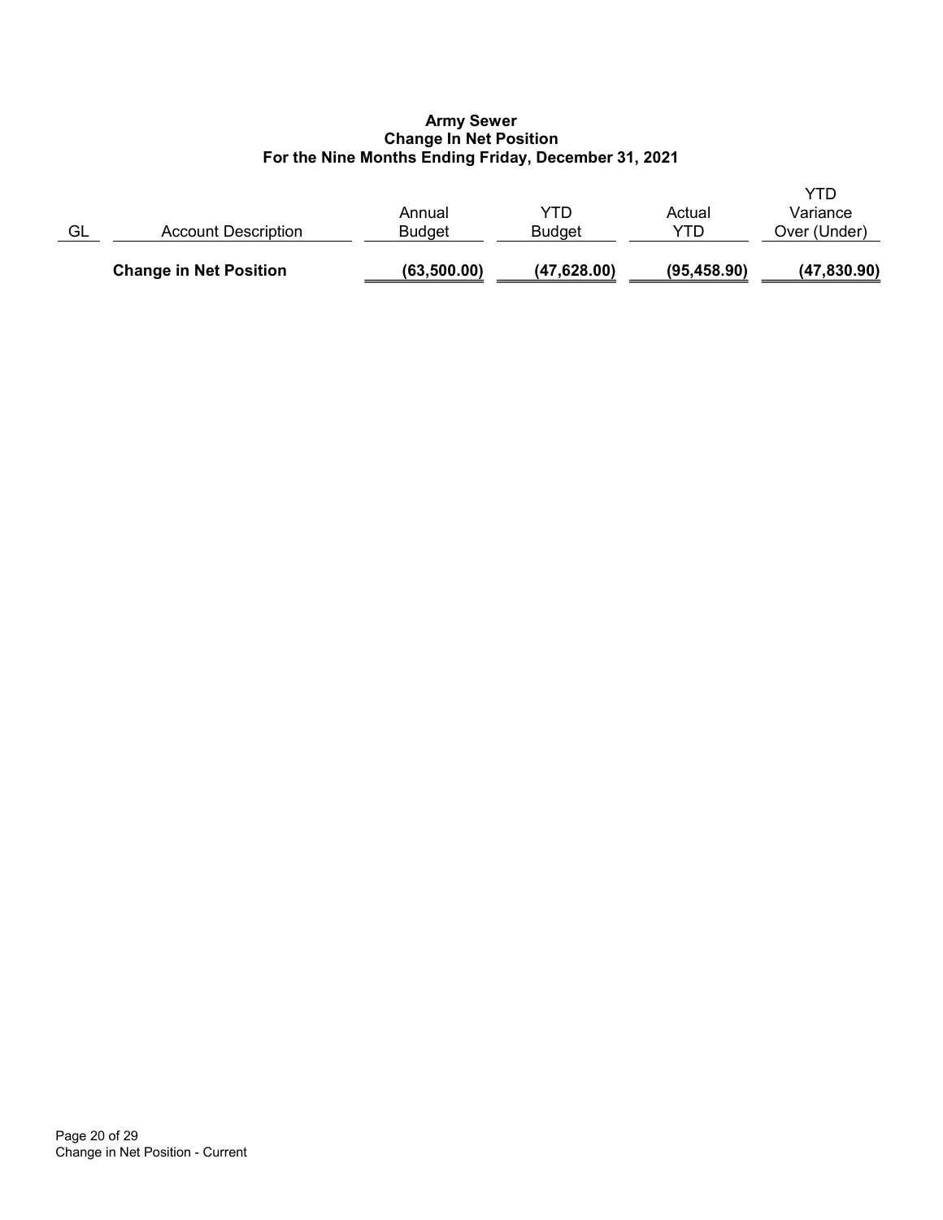**Army Sewer**
**Change In Net Position**
**For the Nine Months Ending Friday, December 31, 2021**

| GL | Account Description | Annual Budget | YTD Budget | Actual YTD | YTD Variance Over (Under) |
|---|---|---|---|---|---|
| | **Change in Net Position** | **(63,500.00)** | **(47,628.00)** | **(95,458.90)** | **(47,830.90)** |

Change in Net Position - Current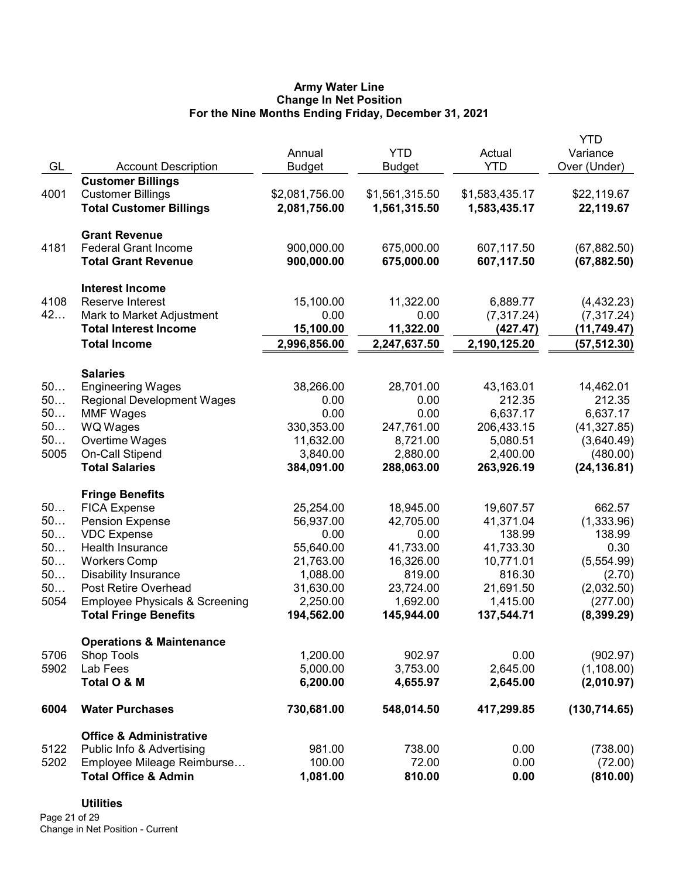# Army Water Line
## Change In Net Position
### For the Nine Months Ending Friday, December 31, 2021

| GL | Account Description | Annual Budget | YTD Budget | Actual YTD | YTD Variance Over (Under) |
|---|---|---|---|---|---|
| | **Customer Billings** | | | | |
| 4001 | Customer Billings | $2,081,756.00 | $1,561,315.50 | $1,583,435.17 | $22,119.67 |
| | **Total Customer Billings** | **2,081,756.00** | **1,561,315.50** | **1,583,435.17** | **22,119.67** |
| | **Grant Revenue** | | | | |
| 4181 | Federal Grant Income | 900,000.00 | 675,000.00 | 607,117.50 | (67,882.50) |
| | **Total Grant Revenue** | **900,000.00** | **675,000.00** | **607,117.50** | **(67,882.50)** |
| | **Interest Income** | | | | |
| 4108 | Reserve Interest | 15,100.00 | 11,322.00 | 6,889.77 | (4,432.23) |
| 42… | Mark to Market Adjustment | 0.00 | 0.00 | (7,317.24) | (7,317.24) |
| | **Total Interest Income** | **15,100.00** | **11,322.00** | **(427.47)** | **(11,749.47)** |
| | **Total Income** | **2,996,856.00** | **2,247,637.50** | **2,190,125.20** | **(57,512.30)** |
| | **Salaries** | | | | |
| 50… | Engineering Wages | 38,266.00 | 28,701.00 | 43,163.01 | 14,462.01 |
| 50… | Regional Development Wages | 0.00 | 0.00 | 212.35 | 212.35 |
| 50… | MMF Wages | 0.00 | 0.00 | 6,637.17 | 6,637.17 |
| 50… | WQ Wages | 330,353.00 | 247,761.00 | 206,433.15 | (41,327.85) |
| 50… | Overtime Wages | 11,632.00 | 8,721.00 | 5,080.51 | (3,640.49) |
| 5005 | On-Call Stipend | 3,840.00 | 2,880.00 | 2,400.00 | (480.00) |
| | **Total Salaries** | **384,091.00** | **288,063.00** | **263,926.19** | **(24,136.81)** |
| | **Fringe Benefits** | | | | |
| 50… | FICA Expense | 25,254.00 | 18,945.00 | 19,607.57 | 662.57 |
| 50… | Pension Expense | 56,937.00 | 42,705.00 | 41,371.04 | (1,333.96) |
| 50… | VDC Expense | 0.00 | 0.00 | 138.99 | 138.99 |
| 50… | Health Insurance | 55,640.00 | 41,733.00 | 41,733.30 | 0.30 |
| 50… | Workers Comp | 21,763.00 | 16,326.00 | 10,771.01 | (5,554.99) |
| 50… | Disability Insurance | 1,088.00 | 819.00 | 816.30 | (2.70) |
| 50… | Post Retire Overhead | 31,630.00 | 23,724.00 | 21,691.50 | (2,032.50) |
| 5054 | Employee Physicals & Screening | 2,250.00 | 1,692.00 | 1,415.00 | (277.00) |
| | **Total Fringe Benefits** | **194,562.00** | **145,944.00** | **137,544.71** | **(8,399.29)** |
| | **Operations & Maintenance** | | | | |
| 5706 | Shop Tools | 1,200.00 | 902.97 | 0.00 | (902.97) |
| 5902 | Lab Fees | 5,000.00 | 3,753.00 | 2,645.00 | (1,108.00) |
| | **Total O & M** | **6,200.00** | **4,655.97** | **2,645.00** | **(2,010.97)** |
| **6004** | **Water Purchases** | **730,681.00** | **548,014.50** | **417,299.85** | **(130,714.65)** |
| | **Office & Administrative** | | | | |
| 5122 | Public Info & Advertising | 981.00 | 738.00 | 0.00 | (738.00) |
| 5202 | Employee Mileage Reimburse… | 100.00 | 72.00 | 0.00 | (72.00) |
| | **Total Office & Admin** | **1,081.00** | **810.00** | **0.00** | **(810.00)** |
| | **Utilities** | | | | |

Change in Net Position - Current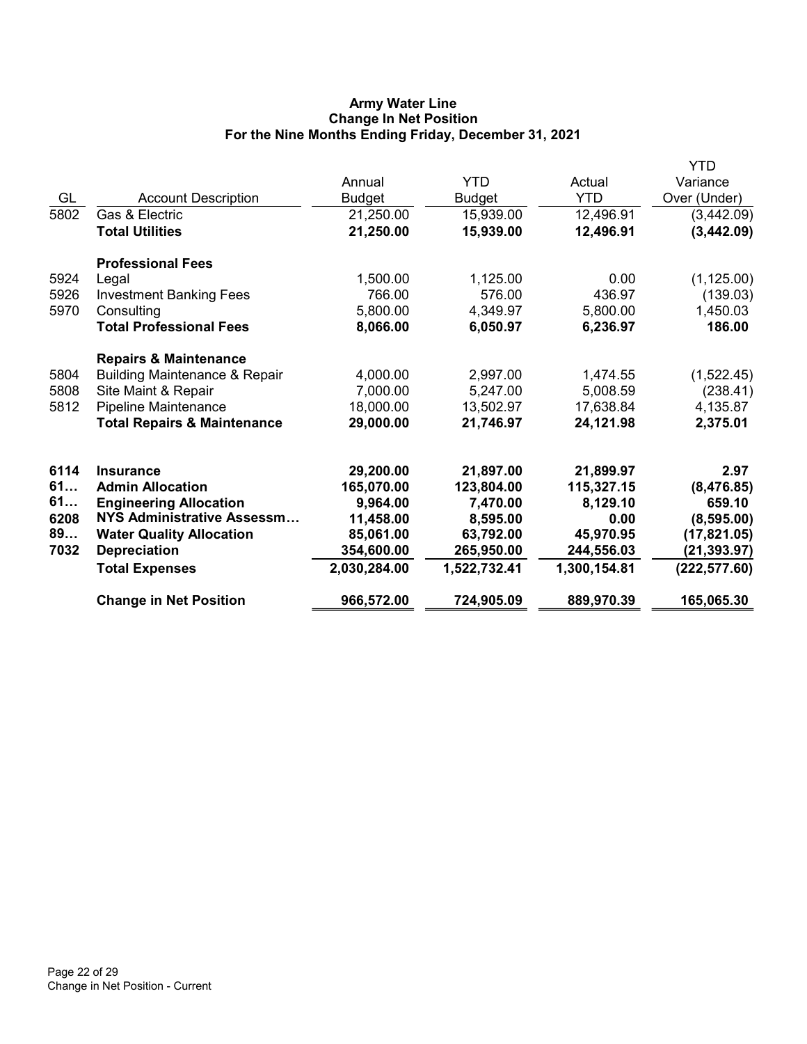# Army Water Line
## Change In Net Position
### For the Nine Months Ending Friday, December 31, 2021

| GL | Account Description | Annual Budget | YTD Budget | Actual YTD | YTD Variance Over (Under) |
|---|---|---|---|---|---|
| 5802 | Gas & Electric | 21,250.00 | 15,939.00 | 12,496.91 | (3,442.09) |
| | **Total Utilities** | **21,250.00** | **15,939.00** | **12,496.91** | **(3,442.09)** |
| | **Professional Fees** | | | | |
| 5924 | Legal | 1,500.00 | 1,125.00 | 0.00 | (1,125.00) |
| 5926 | Investment Banking Fees | 766.00 | 576.00 | 436.97 | (139.03) |
| 5970 | Consulting | 5,800.00 | 4,349.97 | 5,800.00 | 1,450.03 |
| | **Total Professional Fees** | **8,066.00** | **6,050.97** | **6,236.97** | **186.00** |
| | **Repairs & Maintenance** | | | | |
| 5804 | Building Maintenance & Repair | 4,000.00 | 2,997.00 | 1,474.55 | (1,522.45) |
| 5808 | Site Maint & Repair | 7,000.00 | 5,247.00 | 5,008.59 | (238.41) |
| 5812 | Pipeline Maintenance | 18,000.00 | 13,502.97 | 17,638.84 | 4,135.87 |
| | **Total Repairs & Maintenance** | **29,000.00** | **21,746.97** | **24,121.98** | **2,375.01** |
| **6114** | **Insurance** | **29,200.00** | **21,897.00** | **21,899.97** | **2.97** |
| **61…** | **Admin Allocation** | **165,070.00** | **123,804.00** | **115,327.15** | **(8,476.85)** |
| **61…** | **Engineering Allocation** | **9,964.00** | **7,470.00** | **8,129.10** | **659.10** |
| **6208** | **NYS Administrative Assessm…** | **11,458.00** | **8,595.00** | **0.00** | **(8,595.00)** |
| **89…** | **Water Quality Allocation** | **85,061.00** | **63,792.00** | **45,970.95** | **(17,821.05)** |
| **7032** | **Depreciation** | **354,600.00** | **265,950.00** | **244,556.03** | **(21,393.97)** |
| | **Total Expenses** | **2,030,284.00** | **1,522,732.41** | **1,300,154.81** | **(222,577.60)** |
| | **Change in Net Position** | **966,572.00** | **724,905.09** | **889,970.39** | **165,065.30** |

Change in Net Position - Current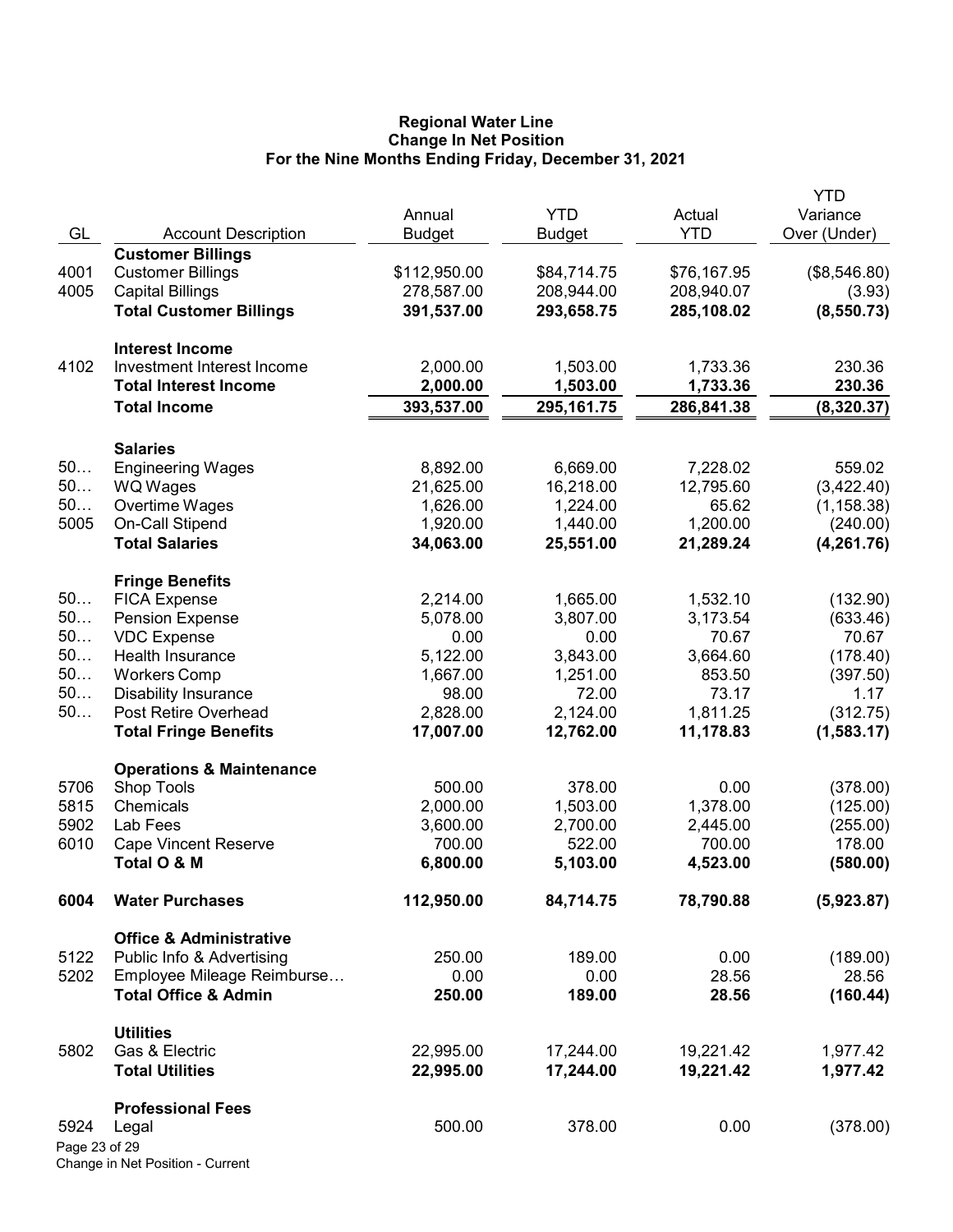**Regional Water Line**
**Change In Net Position**
**For the Nine Months Ending Friday, December 31, 2021**

| GL | Account Description | Annual Budget | YTD Budget | Actual YTD | YTD Variance Over (Under) |
|---|---|---|---|---|---|
| | **Customer Billings** | | | | |
| 4001 | Customer Billings | $112,950.00 | $84,714.75 | $76,167.95 | ($8,546.80) |
| 4005 | Capital Billings | 278,587.00 | 208,944.00 | 208,940.07 | (3.93) |
| | **Total Customer Billings** | **391,537.00** | **293,658.75** | **285,108.02** | **(8,550.73)** |
| | **Interest Income** | | | | |
| 4102 | Investment Interest Income | 2,000.00 | 1,503.00 | 1,733.36 | 230.36 |
| | **Total Interest Income** | **2,000.00** | **1,503.00** | **1,733.36** | **230.36** |
| | **Total Income** | **393,537.00** | **295,161.75** | **286,841.38** | **(8,320.37)** |
| | **Salaries** | | | | |
| 50… | Engineering Wages | 8,892.00 | 6,669.00 | 7,228.02 | 559.02 |
| 50… | WQ Wages | 21,625.00 | 16,218.00 | 12,795.60 | (3,422.40) |
| 50… | Overtime Wages | 1,626.00 | 1,224.00 | 65.62 | (1,158.38) |
| 5005 | On-Call Stipend | 1,920.00 | 1,440.00 | 1,200.00 | (240.00) |
| | **Total Salaries** | **34,063.00** | **25,551.00** | **21,289.24** | **(4,261.76)** |
| | **Fringe Benefits** | | | | |
| 50… | FICA Expense | 2,214.00 | 1,665.00 | 1,532.10 | (132.90) |
| 50… | Pension Expense | 5,078.00 | 3,807.00 | 3,173.54 | (633.46) |
| 50… | VDC Expense | 0.00 | 0.00 | 70.67 | 70.67 |
| 50… | Health Insurance | 5,122.00 | 3,843.00 | 3,664.60 | (178.40) |
| 50… | Workers Comp | 1,667.00 | 1,251.00 | 853.50 | (397.50) |
| 50… | Disability Insurance | 98.00 | 72.00 | 73.17 | 1.17 |
| 50… | Post Retire Overhead | 2,828.00 | 2,124.00 | 1,811.25 | (312.75) |
| | **Total Fringe Benefits** | **17,007.00** | **12,762.00** | **11,178.83** | **(1,583.17)** |
| | **Operations & Maintenance** | | | | |
| 5706 | Shop Tools | 500.00 | 378.00 | 0.00 | (378.00) |
| 5815 | Chemicals | 2,000.00 | 1,503.00 | 1,378.00 | (125.00) |
| 5902 | Lab Fees | 3,600.00 | 2,700.00 | 2,445.00 | (255.00) |
| 6010 | Cape Vincent Reserve | 700.00 | 522.00 | 700.00 | 178.00 |
| | **Total O & M** | **6,800.00** | **5,103.00** | **4,523.00** | **(580.00)** |
| **6004** | **Water Purchases** | **112,950.00** | **84,714.75** | **78,790.88** | **(5,923.87)** |
| | **Office & Administrative** | | | | |
| 5122 | Public Info & Advertising | 250.00 | 189.00 | 0.00 | (189.00) |
| 5202 | Employee Mileage Reimburse… | 0.00 | 0.00 | 28.56 | 28.56 |
| | **Total Office & Admin** | **250.00** | **189.00** | **28.56** | **(160.44)** |
| | **Utilities** | | | | |
| 5802 | Gas & Electric | 22,995.00 | 17,244.00 | 19,221.42 | 1,977.42 |
| | **Total Utilities** | **22,995.00** | **17,244.00** | **19,221.42** | **1,977.42** |
| | **Professional Fees** | | | | |
| 5924 | Legal | 500.00 | 378.00 | 0.00 | (378.00) |

Change in Net Position - Current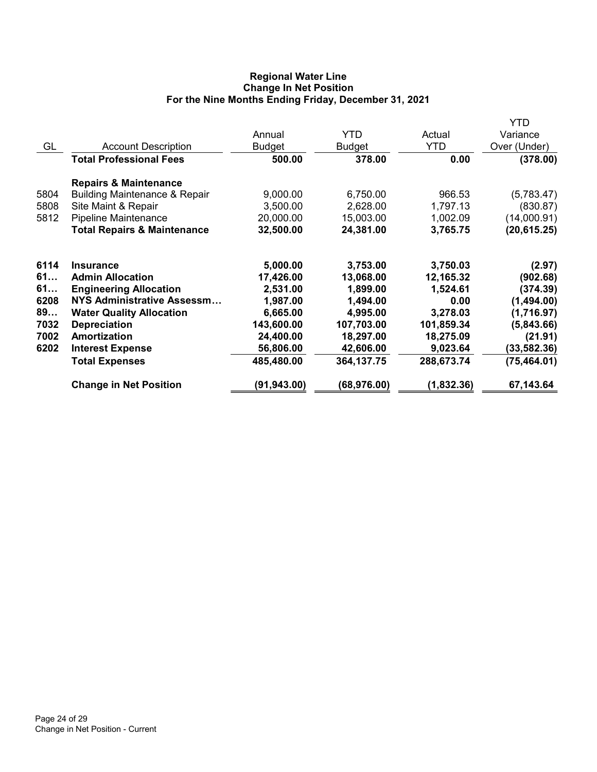# Regional Water Line
## Change In Net Position
### For the Nine Months Ending Friday, December 31, 2021

| GL | Account Description | Annual Budget | YTD Budget | Actual YTD | YTD Variance Over (Under) |
|---|---|---|---|---|---|
| | **Total Professional Fees** | **500.00** | **378.00** | **0.00** | **(378.00)** |
| | **Repairs & Maintenance** | | | | |
| 5804 | Building Maintenance & Repair | 9,000.00 | 6,750.00 | 966.53 | (5,783.47) |
| 5808 | Site Maint & Repair | 3,500.00 | 2,628.00 | 1,797.13 | (830.87) |
| 5812 | Pipeline Maintenance | 20,000.00 | 15,003.00 | 1,002.09 | (14,000.91) |
| | **Total Repairs & Maintenance** | **32,500.00** | **24,381.00** | **3,765.75** | **(20,615.25)** |
| **6114** | **Insurance** | **5,000.00** | **3,753.00** | **3,750.03** | **(2.97)** |
| **61…** | **Admin Allocation** | **17,426.00** | **13,068.00** | **12,165.32** | **(902.68)** |
| **61…** | **Engineering Allocation** | **2,531.00** | **1,899.00** | **1,524.61** | **(374.39)** |
| **6208** | **NYS Administrative Assessm…** | **1,987.00** | **1,494.00** | **0.00** | **(1,494.00)** |
| **89…** | **Water Quality Allocation** | **6,665.00** | **4,995.00** | **3,278.03** | **(1,716.97)** |
| **7032** | **Depreciation** | **143,600.00** | **107,703.00** | **101,859.34** | **(5,843.66)** |
| **7002** | **Amortization** | **24,400.00** | **18,297.00** | **18,275.09** | **(21.91)** |
| **6202** | **Interest Expense** | **56,806.00** | **42,606.00** | **9,023.64** | **(33,582.36)** |
| | **Total Expenses** | **485,480.00** | **364,137.75** | **288,673.74** | **(75,464.01)** |
| | **Change in Net Position** | **(91,943.00)** | **(68,976.00)** | **(1,832.36)** | **67,143.64** |

Change in Net Position - Current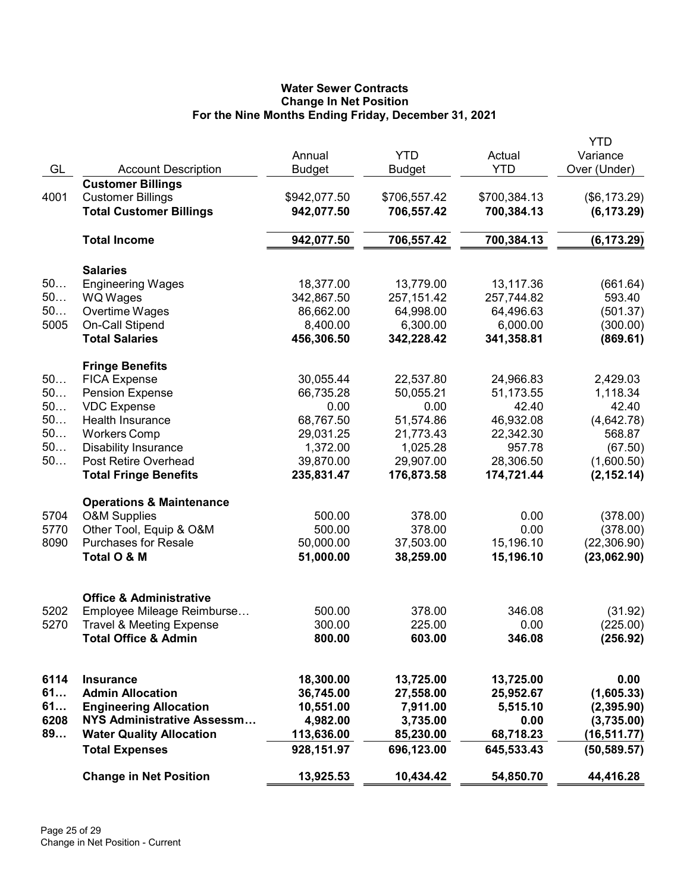**Water Sewer Contracts**
**Change In Net Position**
**For the Nine Months Ending Friday, December 31, 2021**

| GL | Account Description | Annual Budget | YTD Budget | Actual YTD | YTD Variance Over (Under) |
|---|---|---|---|---|---|
| | **Customer Billings** | | | | |
| 4001 | Customer Billings | $942,077.50 | $706,557.42 | $700,384.13 | ($6,173.29) |
| | **Total Customer Billings** | **942,077.50** | **706,557.42** | **700,384.13** | **(6,173.29)** |
| | **Total Income** | **942,077.50** | **706,557.42** | **700,384.13** | **(6,173.29)** |
| | **Salaries** | | | | |
| 50… | Engineering Wages | 18,377.00 | 13,779.00 | 13,117.36 | (661.64) |
| 50… | WQ Wages | 342,867.50 | 257,151.42 | 257,744.82 | 593.40 |
| 50… | Overtime Wages | 86,662.00 | 64,998.00 | 64,496.63 | (501.37) |
| 5005 | On-Call Stipend | 8,400.00 | 6,300.00 | 6,000.00 | (300.00) |
| | **Total Salaries** | **456,306.50** | **342,228.42** | **341,358.81** | **(869.61)** |
| | **Fringe Benefits** | | | | |
| 50… | FICA Expense | 30,055.44 | 22,537.80 | 24,966.83 | 2,429.03 |
| 50… | Pension Expense | 66,735.28 | 50,055.21 | 51,173.55 | 1,118.34 |
| 50… | VDC Expense | 0.00 | 0.00 | 42.40 | 42.40 |
| 50… | Health Insurance | 68,767.50 | 51,574.86 | 46,932.08 | (4,642.78) |
| 50… | Workers Comp | 29,031.25 | 21,773.43 | 22,342.30 | 568.87 |
| 50… | Disability Insurance | 1,372.00 | 1,025.28 | 957.78 | (67.50) |
| 50… | Post Retire Overhead | 39,870.00 | 29,907.00 | 28,306.50 | (1,600.50) |
| | **Total Fringe Benefits** | **235,831.47** | **176,873.58** | **174,721.44** | **(2,152.14)** |
| | **Operations & Maintenance** | | | | |
| 5704 | O&M Supplies | 500.00 | 378.00 | 0.00 | (378.00) |
| 5770 | Other Tool, Equip & O&M | 500.00 | 378.00 | 0.00 | (378.00) |
| 8090 | Purchases for Resale | 50,000.00 | 37,503.00 | 15,196.10 | (22,306.90) |
| | **Total O & M** | **51,000.00** | **38,259.00** | **15,196.10** | **(23,062.90)** |
| | **Office & Administrative** | | | | |
| 5202 | Employee Mileage Reimburse… | 500.00 | 378.00 | 346.08 | (31.92) |
| 5270 | Travel & Meeting Expense | 300.00 | 225.00 | 0.00 | (225.00) |
| | **Total Office & Admin** | **800.00** | **603.00** | **346.08** | **(256.92)** |
| **6114** | **Insurance** | **18,300.00** | **13,725.00** | **13,725.00** | **0.00** |
| **61…** | **Admin Allocation** | **36,745.00** | **27,558.00** | **25,952.67** | **(1,605.33)** |
| **61…** | **Engineering Allocation** | **10,551.00** | **7,911.00** | **5,515.10** | **(2,395.90)** |
| **6208** | **NYS Administrative Assessm…** | **4,982.00** | **3,735.00** | **0.00** | **(3,735.00)** |
| **89…** | **Water Quality Allocation** | **113,636.00** | **85,230.00** | **68,718.23** | **(16,511.77)** |
| | **Total Expenses** | **928,151.97** | **696,123.00** | **645,533.43** | **(50,589.57)** |
| | **Change in Net Position** | **13,925.53** | **10,434.42** | **54,850.70** | **44,416.28** |

Change in Net Position - Current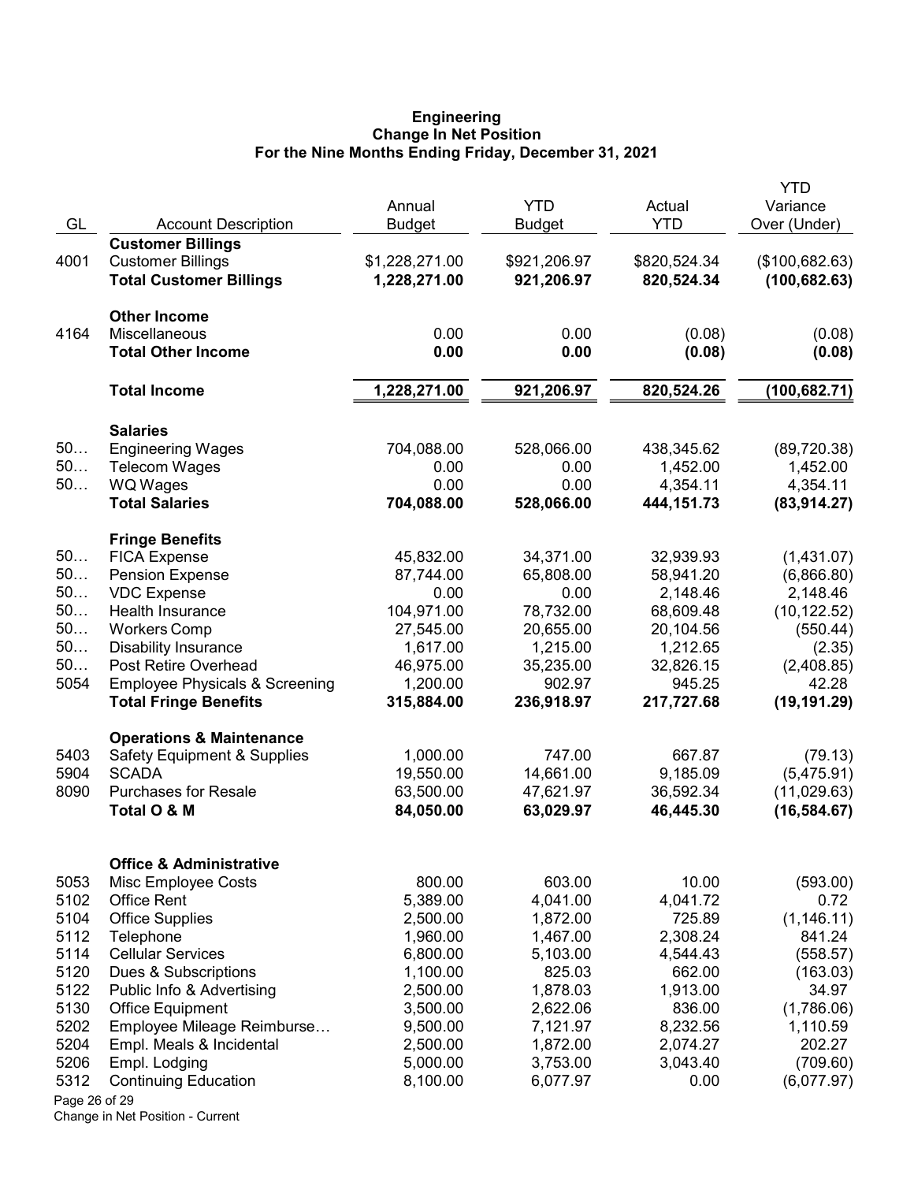# Engineering
## Change In Net Position
### For the Nine Months Ending Friday, December 31, 2021

| GL | Account Description | Annual Budget | YTD Budget | Actual YTD | YTD Variance Over (Under) |
|---|---|---|---|---|---|
| | **Customer Billings** | | | | |
| 4001 | Customer Billings | $1,228,271.00 | $921,206.97 | $820,524.34 | ($100,682.63) |
| | **Total Customer Billings** | **1,228,271.00** | **921,206.97** | **820,524.34** | **(100,682.63)** |
| | **Other Income** | | | | |
| 4164 | Miscellaneous | 0.00 | 0.00 | (0.08) | (0.08) |
| | **Total Other Income** | **0.00** | **0.00** | **(0.08)** | **(0.08)** |
| | **Total Income** | **1,228,271.00** | **921,206.97** | **820,524.26** | **(100,682.71)** |
| | **Salaries** | | | | |
| 50… | Engineering Wages | 704,088.00 | 528,066.00 | 438,345.62 | (89,720.38) |
| 50… | Telecom Wages | 0.00 | 0.00 | 1,452.00 | 1,452.00 |
| 50… | WQ Wages | 0.00 | 0.00 | 4,354.11 | 4,354.11 |
| | **Total Salaries** | **704,088.00** | **528,066.00** | **444,151.73** | **(83,914.27)** |
| | **Fringe Benefits** | | | | |
| 50… | FICA Expense | 45,832.00 | 34,371.00 | 32,939.93 | (1,431.07) |
| 50… | Pension Expense | 87,744.00 | 65,808.00 | 58,941.20 | (6,866.80) |
| 50… | VDC Expense | 0.00 | 0.00 | 2,148.46 | 2,148.46 |
| 50… | Health Insurance | 104,971.00 | 78,732.00 | 68,609.48 | (10,122.52) |
| 50… | Workers Comp | 27,545.00 | 20,655.00 | 20,104.56 | (550.44) |
| 50… | Disability Insurance | 1,617.00 | 1,215.00 | 1,212.65 | (2.35) |
| 50… | Post Retire Overhead | 46,975.00 | 35,235.00 | 32,826.15 | (2,408.85) |
| 5054 | Employee Physicals & Screening | 1,200.00 | 902.97 | 945.25 | 42.28 |
| | **Total Fringe Benefits** | **315,884.00** | **236,918.97** | **217,727.68** | **(19,191.29)** |
| | **Operations & Maintenance** | | | | |
| 5403 | Safety Equipment & Supplies | 1,000.00 | 747.00 | 667.87 | (79.13) |
| 5904 | SCADA | 19,550.00 | 14,661.00 | 9,185.09 | (5,475.91) |
| 8090 | Purchases for Resale | 63,500.00 | 47,621.97 | 36,592.34 | (11,029.63) |
| | **Total O & M** | **84,050.00** | **63,029.97** | **46,445.30** | **(16,584.67)** |
| | **Office & Administrative** | | | | |
| 5053 | Misc Employee Costs | 800.00 | 603.00 | 10.00 | (593.00) |
| 5102 | Office Rent | 5,389.00 | 4,041.00 | 4,041.72 | 0.72 |
| 5104 | Office Supplies | 2,500.00 | 1,872.00 | 725.89 | (1,146.11) |
| 5112 | Telephone | 1,960.00 | 1,467.00 | 2,308.24 | 841.24 |
| 5114 | Cellular Services | 6,800.00 | 5,103.00 | 4,544.43 | (558.57) |
| 5120 | Dues & Subscriptions | 1,100.00 | 825.03 | 662.00 | (163.03) |
| 5122 | Public Info & Advertising | 2,500.00 | 1,878.03 | 1,913.00 | 34.97 |
| 5130 | Office Equipment | 3,500.00 | 2,622.06 | 836.00 | (1,786.06) |
| 5202 | Employee Mileage Reimburse… | 9,500.00 | 7,121.97 | 8,232.56 | 1,110.59 |
| 5204 | Empl. Meals & Incidental | 2,500.00 | 1,872.00 | 2,074.27 | 202.27 |
| 5206 | Empl. Lodging | 5,000.00 | 3,753.00 | 3,043.40 | (709.60) |
| 5312 | Continuing Education | 8,100.00 | 6,077.97 | 0.00 | (6,077.97) |

Change in Net Position - Current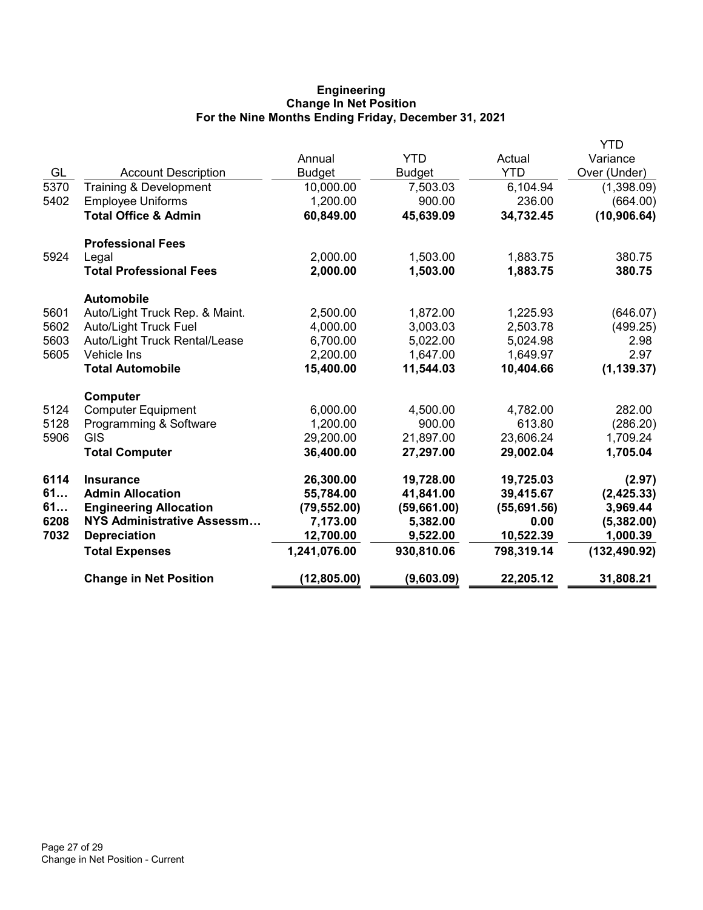# Engineering
## Change In Net Position
### For the Nine Months Ending Friday, December 31, 2021

| GL | Account Description | Annual Budget | YTD Budget | Actual YTD | YTD Variance Over (Under) |
|---|---|---|---|---|---|
| 5370 | Training & Development | 10,000.00 | 7,503.03 | 6,104.94 | (1,398.09) |
| 5402 | Employee Uniforms | 1,200.00 | 900.00 | 236.00 | (664.00) |
| | **Total Office & Admin** | **60,849.00** | **45,639.09** | **34,732.45** | **(10,906.64)** |
| | **Professional Fees** | | | | |
| 5924 | Legal | 2,000.00 | 1,503.00 | 1,883.75 | 380.75 |
| | **Total Professional Fees** | **2,000.00** | **1,503.00** | **1,883.75** | **380.75** |
| | **Automobile** | | | | |
| 5601 | Auto/Light Truck Rep. & Maint. | 2,500.00 | 1,872.00 | 1,225.93 | (646.07) |
| 5602 | Auto/Light Truck Fuel | 4,000.00 | 3,003.03 | 2,503.78 | (499.25) |
| 5603 | Auto/Light Truck Rental/Lease | 6,700.00 | 5,022.00 | 5,024.98 | 2.98 |
| 5605 | Vehicle Ins | 2,200.00 | 1,647.00 | 1,649.97 | 2.97 |
| | **Total Automobile** | **15,400.00** | **11,544.03** | **10,404.66** | **(1,139.37)** |
| | **Computer** | | | | |
| 5124 | Computer Equipment | 6,000.00 | 4,500.00 | 4,782.00 | 282.00 |
| 5128 | Programming & Software | 1,200.00 | 900.00 | 613.80 | (286.20) |
| 5906 | GIS | 29,200.00 | 21,897.00 | 23,606.24 | 1,709.24 |
| | **Total Computer** | **36,400.00** | **27,297.00** | **29,002.04** | **1,705.04** |
| **6114** | **Insurance** | **26,300.00** | **19,728.00** | **19,725.03** | **(2.97)** |
| **61…** | **Admin Allocation** | **55,784.00** | **41,841.00** | **39,415.67** | **(2,425.33)** |
| **61…** | **Engineering Allocation** | **(79,552.00)** | **(59,661.00)** | **(55,691.56)** | **3,969.44** |
| **6208** | **NYS Administrative Assessm…** | **7,173.00** | **5,382.00** | **0.00** | **(5,382.00)** |
| **7032** | **Depreciation** | **12,700.00** | **9,522.00** | **10,522.39** | **1,000.39** |
| | **Total Expenses** | **1,241,076.00** | **930,810.06** | **798,319.14** | **(132,490.92)** |
| | **Change in Net Position** | **(12,805.00)** | **(9,603.09)** | **22,205.12** | **31,808.21** |

Change in Net Position - Current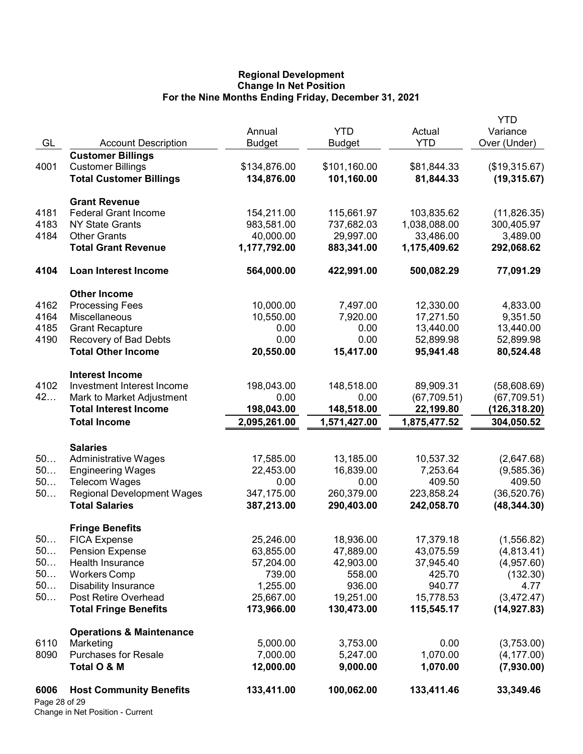**Regional Development**
**Change In Net Position**
**For the Nine Months Ending Friday, December 31, 2021**

| GL | Account Description | Annual Budget | YTD Budget | Actual YTD | YTD Variance Over (Under) |
|---|---|---|---|---|---|
| | **Customer Billings** | | | | |
| 4001 | Customer Billings | $134,876.00 | $101,160.00 | $81,844.33 | ($19,315.67) |
| | **Total Customer Billings** | **134,876.00** | **101,160.00** | **81,844.33** | **(19,315.67)** |
| | **Grant Revenue** | | | | |
| 4181 | Federal Grant Income | 154,211.00 | 115,661.97 | 103,835.62 | (11,826.35) |
| 4183 | NY State Grants | 983,581.00 | 737,682.03 | 1,038,088.00 | 300,405.97 |
| 4184 | Other Grants | 40,000.00 | 29,997.00 | 33,486.00 | 3,489.00 |
| | **Total Grant Revenue** | **1,177,792.00** | **883,341.00** | **1,175,409.62** | **292,068.62** |
| **4104** | **Loan Interest Income** | **564,000.00** | **422,991.00** | **500,082.29** | **77,091.29** |
| | **Other Income** | | | | |
| 4162 | Processing Fees | 10,000.00 | 7,497.00 | 12,330.00 | 4,833.00 |
| 4164 | Miscellaneous | 10,550.00 | 7,920.00 | 17,271.50 | 9,351.50 |
| 4185 | Grant Recapture | 0.00 | 0.00 | 13,440.00 | 13,440.00 |
| 4190 | Recovery of Bad Debts | 0.00 | 0.00 | 52,899.98 | 52,899.98 |
| | **Total Other Income** | **20,550.00** | **15,417.00** | **95,941.48** | **80,524.48** |
| | **Interest Income** | | | | |
| 4102 | Investment Interest Income | 198,043.00 | 148,518.00 | 89,909.31 | (58,608.69) |
| 42… | Mark to Market Adjustment | 0.00 | 0.00 | (67,709.51) | (67,709.51) |
| | **Total Interest Income** | **198,043.00** | **148,518.00** | **22,199.80** | **(126,318.20)** |
| | **Total Income** | **2,095,261.00** | **1,571,427.00** | **1,875,477.52** | **304,050.52** |
| | **Salaries** | | | | |
| 50… | Administrative Wages | 17,585.00 | 13,185.00 | 10,537.32 | (2,647.68) |
| 50… | Engineering Wages | 22,453.00 | 16,839.00 | 7,253.64 | (9,585.36) |
| 50… | Telecom Wages | 0.00 | 0.00 | 409.50 | 409.50 |
| 50… | Regional Development Wages | 347,175.00 | 260,379.00 | 223,858.24 | (36,520.76) |
| | **Total Salaries** | **387,213.00** | **290,403.00** | **242,058.70** | **(48,344.30)** |
| | **Fringe Benefits** | | | | |
| 50… | FICA Expense | 25,246.00 | 18,936.00 | 17,379.18 | (1,556.82) |
| 50… | Pension Expense | 63,855.00 | 47,889.00 | 43,075.59 | (4,813.41) |
| 50… | Health Insurance | 57,204.00 | 42,903.00 | 37,945.40 | (4,957.60) |
| 50… | Workers Comp | 739.00 | 558.00 | 425.70 | (132.30) |
| 50… | Disability Insurance | 1,255.00 | 936.00 | 940.77 | 4.77 |
| 50… | Post Retire Overhead | 25,667.00 | 19,251.00 | 15,778.53 | (3,472.47) |
| | **Total Fringe Benefits** | **173,966.00** | **130,473.00** | **115,545.17** | **(14,927.83)** |
| | **Operations & Maintenance** | | | | |
| 6110 | Marketing | 5,000.00 | 3,753.00 | 0.00 | (3,753.00) |
| 8090 | Purchases for Resale | 7,000.00 | 5,247.00 | 1,070.00 | (4,177.00) |
| | **Total O & M** | **12,000.00** | **9,000.00** | **1,070.00** | **(7,930.00)** |
| **6006** | **Host Community Benefits** | **133,411.00** | **100,062.00** | **133,411.46** | **33,349.46** |

Change in Net Position - Current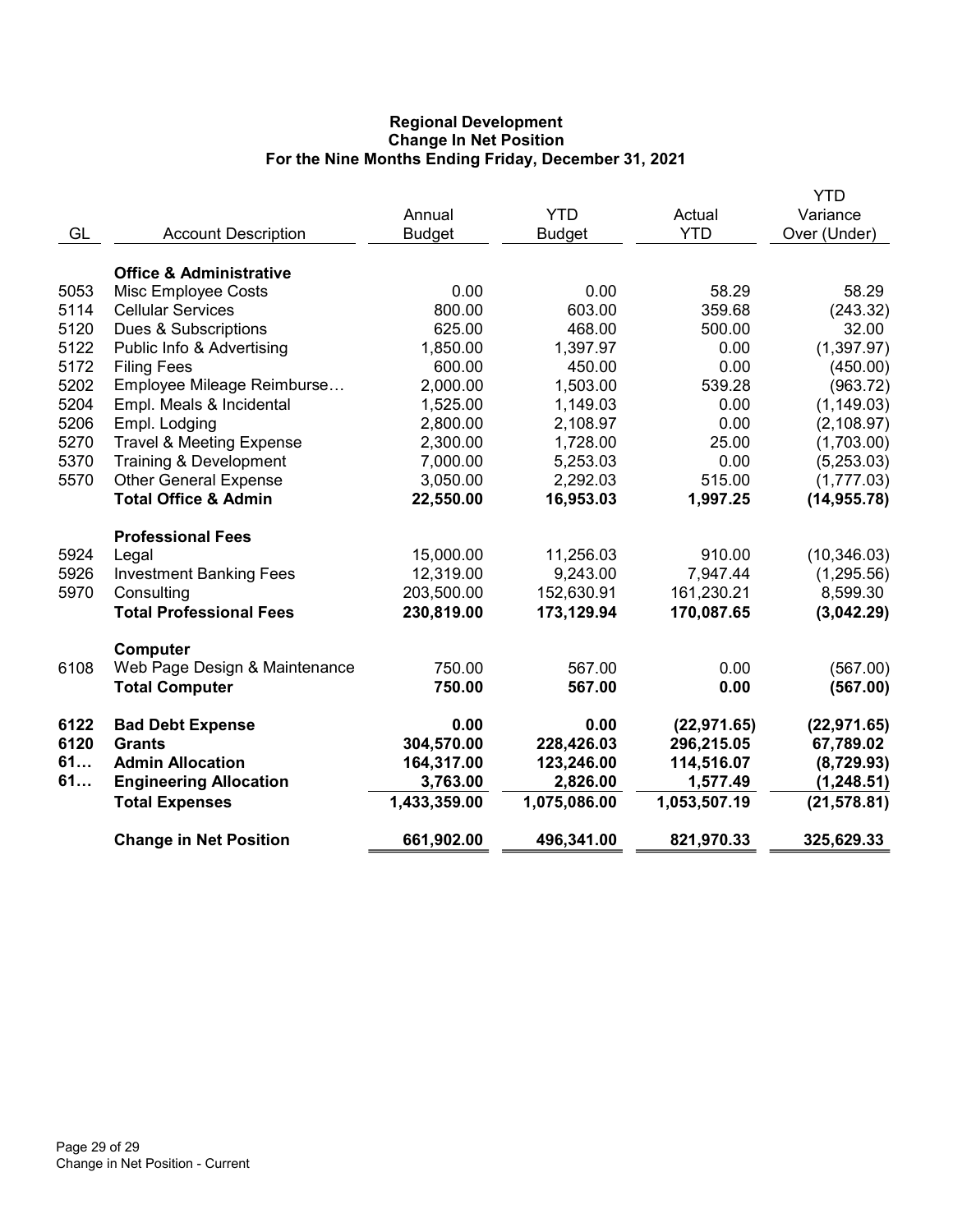**Regional Development**
**Change In Net Position**
**For the Nine Months Ending Friday, December 31, 2021**

| GL | Account Description | Annual Budget | YTD Budget | Actual YTD | YTD Variance Over (Under) |
|---|---|---|---|---|---|
| | **Office & Administrative** | | | | |
| 5053 | Misc Employee Costs | 0.00 | 0.00 | 58.29 | 58.29 |
| 5114 | Cellular Services | 800.00 | 603.00 | 359.68 | (243.32) |
| 5120 | Dues & Subscriptions | 625.00 | 468.00 | 500.00 | 32.00 |
| 5122 | Public Info & Advertising | 1,850.00 | 1,397.97 | 0.00 | (1,397.97) |
| 5172 | Filing Fees | 600.00 | 450.00 | 0.00 | (450.00) |
| 5202 | Employee Mileage Reimburse… | 2,000.00 | 1,503.00 | 539.28 | (963.72) |
| 5204 | Empl. Meals & Incidental | 1,525.00 | 1,149.03 | 0.00 | (1,149.03) |
| 5206 | Empl. Lodging | 2,800.00 | 2,108.97 | 0.00 | (2,108.97) |
| 5270 | Travel & Meeting Expense | 2,300.00 | 1,728.00 | 25.00 | (1,703.00) |
| 5370 | Training & Development | 7,000.00 | 5,253.03 | 0.00 | (5,253.03) |
| 5570 | Other General Expense | 3,050.00 | 2,292.03 | 515.00 | (1,777.03) |
| | **Total Office & Admin** | **22,550.00** | **16,953.03** | **1,997.25** | **(14,955.78)** |
| | **Professional Fees** | | | | |
| 5924 | Legal | 15,000.00 | 11,256.03 | 910.00 | (10,346.03) |
| 5926 | Investment Banking Fees | 12,319.00 | 9,243.00 | 7,947.44 | (1,295.56) |
| 5970 | Consulting | 203,500.00 | 152,630.91 | 161,230.21 | 8,599.30 |
| | **Total Professional Fees** | **230,819.00** | **173,129.94** | **170,087.65** | **(3,042.29)** |
| | **Computer** | | | | |
| 6108 | Web Page Design & Maintenance | 750.00 | 567.00 | 0.00 | (567.00) |
| | **Total Computer** | **750.00** | **567.00** | **0.00** | **(567.00)** |
| **6122** | **Bad Debt Expense** | **0.00** | **0.00** | **(22,971.65)** | **(22,971.65)** |
| **6120** | **Grants** | **304,570.00** | **228,426.03** | **296,215.05** | **67,789.02** |
| **61…** | **Admin Allocation** | **164,317.00** | **123,246.00** | **114,516.07** | **(8,729.93)** |
| **61…** | **Engineering Allocation** | **3,763.00** | **2,826.00** | **1,577.49** | **(1,248.51)** |
| | **Total Expenses** | **1,433,359.00** | **1,075,086.00** | **1,053,507.19** | **(21,578.81)** |
| | **Change in Net Position** | **661,902.00** | **496,341.00** | **821,970.33** | **325,629.33** |

Change in Net Position - Current